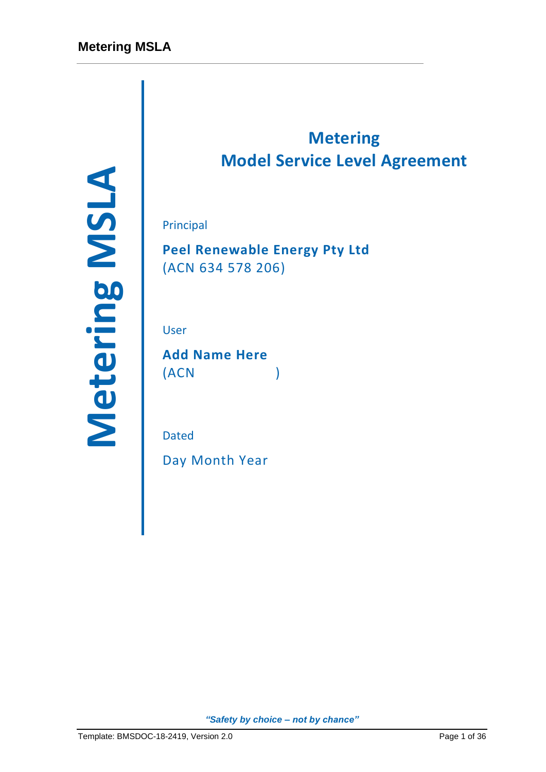# Metering
# Model Service Level Agreement

Principal

**Peel Renewable Energy Pty Ltd**
(ACN 634 578 206)

User

**Add Name Here**
(ACN )

Dated

Day Month Year

*"Safety by choice – not by chance"*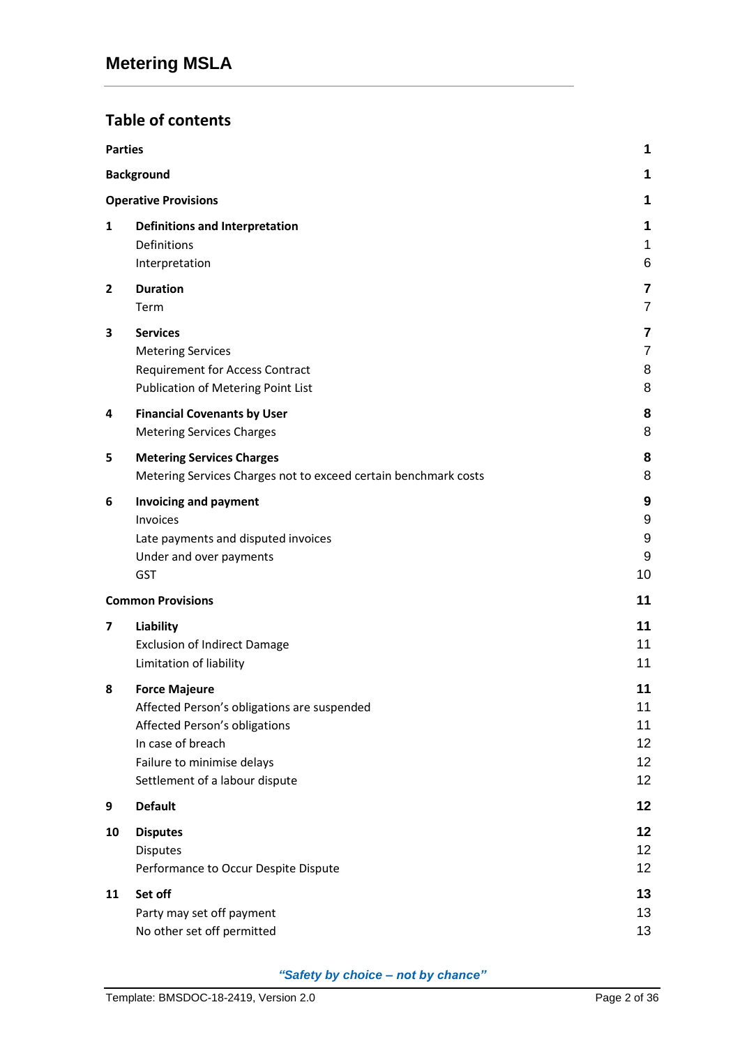## Metering MSLA

## Table of contents

| | | |
|---|---|---|
| **Parties** | | **1** |
| **Background** | | **1** |
| **Operative Provisions** | | **1** |
| **1** | **Definitions and Interpretation** | **1** |
| | Definitions | 1 |
| | Interpretation | 6 |
| **2** | **Duration** | **7** |
| | Term | 7 |
| **3** | **Services** | **7** |
| | Metering Services | 7 |
| | Requirement for Access Contract | 8 |
| | Publication of Metering Point List | 8 |
| **4** | **Financial Covenants by User** | **8** |
| | Metering Services Charges | 8 |
| **5** | **Metering Services Charges** | **8** |
| | Metering Services Charges not to exceed certain benchmark costs | 8 |
| **6** | **Invoicing and payment** | **9** |
| | Invoices | 9 |
| | Late payments and disputed invoices | 9 |
| | Under and over payments | 9 |
| | GST | 10 |
| **Common Provisions** | | **11** |
| **7** | **Liability** | **11** |
| | Exclusion of Indirect Damage | 11 |
| | Limitation of liability | 11 |
| **8** | **Force Majeure** | **11** |
| | Affected Person's obligations are suspended | 11 |
| | Affected Person's obligations | 11 |
| | In case of breach | 12 |
| | Failure to minimise delays | 12 |
| | Settlement of a labour dispute | 12 |
| **9** | **Default** | **12** |
| **10** | **Disputes** | **12** |
| | Disputes | 12 |
| | Performance to Occur Despite Dispute | 12 |
| **11** | **Set off** | **13** |
| | Party may set off payment | 13 |
| | No other set off permitted | 13 |

*"Safety by choice – not by chance"*

Template: BMSDOC-18-2419, Version 2.0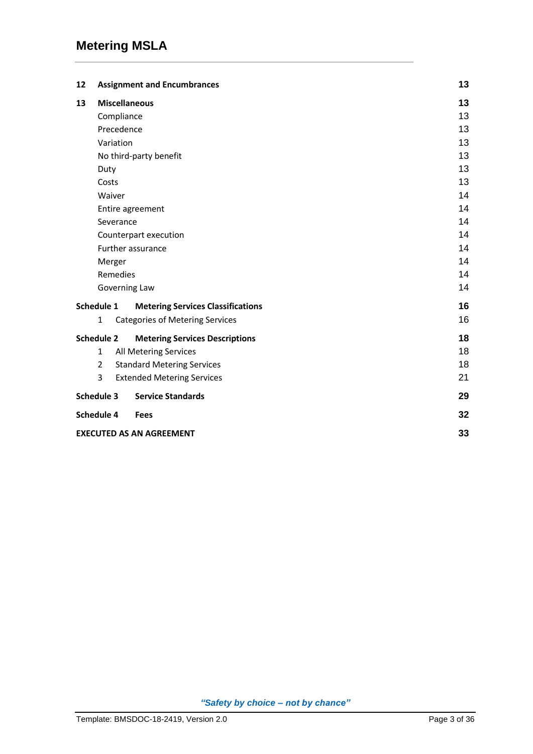| | | |
|---|---|---|
| **12** | **Assignment and Encumbrances** | **13** |
| **13** | **Miscellaneous** | **13** |
| | Compliance | 13 |
| | Precedence | 13 |
| | Variation | 13 |
| | No third-party benefit | 13 |
| | Duty | 13 |
| | Costs | 13 |
| | Waiver | 14 |
| | Entire agreement | 14 |
| | Severance | 14 |
| | Counterpart execution | 14 |
| | Further assurance | 14 |
| | Merger | 14 |
| | Remedies | 14 |
| | Governing Law | 14 |
| **Schedule 1** | **Metering Services Classifications** | **16** |
| | 1 Categories of Metering Services | 16 |
| **Schedule 2** | **Metering Services Descriptions** | **18** |
| | 1 All Metering Services | 18 |
| | 2 Standard Metering Services | 18 |
| | 3 Extended Metering Services | 21 |
| **Schedule 3** | **Service Standards** | **29** |
| **Schedule 4** | **Fees** | **32** |
| **EXECUTED AS AN AGREEMENT** | | **33** |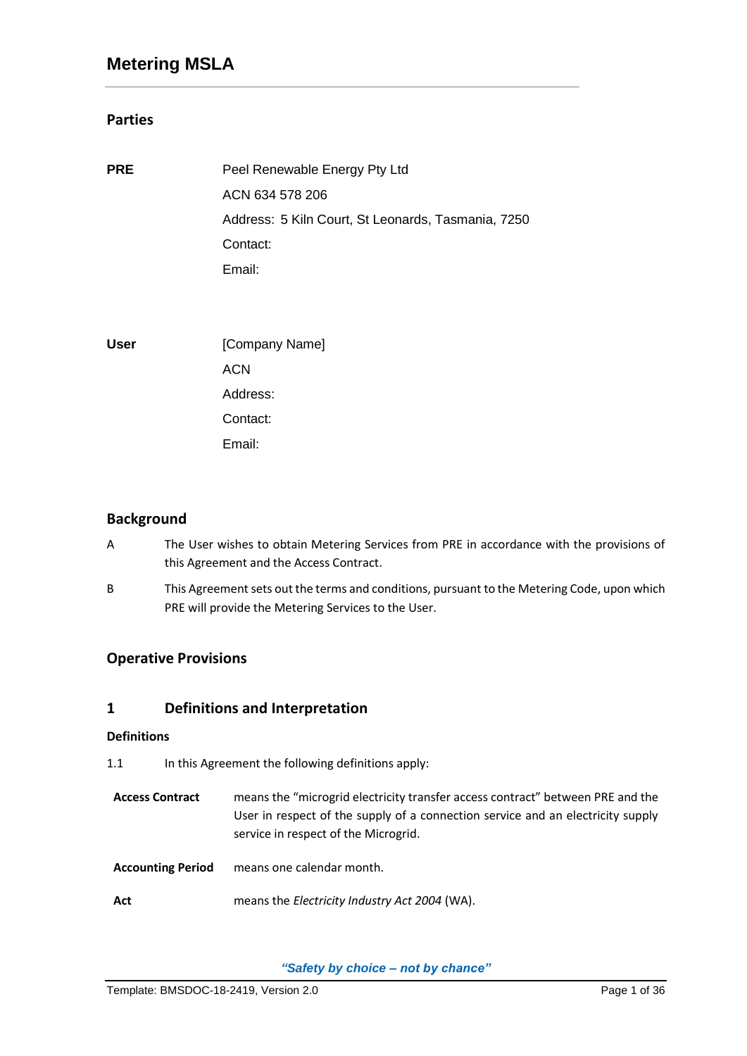# Metering MSLA

## Parties

| | |
|---|---|
| **PRE** | Peel Renewable Energy Pty Ltd |
| | ACN 634 578 206 |
| | Address: 5 Kiln Court, St Leonards, Tasmania, 7250 |
| | Contact: |
| | Email: |

| | |
|---|---|
| **User** | [Company Name] |
| | ACN |
| | Address: |
| | Contact: |
| | Email: |

## Background

A The User wishes to obtain Metering Services from PRE in accordance with the provisions of this Agreement and the Access Contract.

B This Agreement sets out the terms and conditions, pursuant to the Metering Code, upon which PRE will provide the Metering Services to the User.

## Operative Provisions

## 1 Definitions and Interpretation

### Definitions

1.1 In this Agreement the following definitions apply:

| | |
|---|---|
| **Access Contract** | means the "microgrid electricity transfer access contract" between PRE and the User in respect of the supply of a connection service and an electricity supply service in respect of the Microgrid. |
| **Accounting Period** | means one calendar month. |
| **Act** | means the *Electricity Industry Act 2004* (WA). |

*"Safety by choice – not by chance"*

Template: BMSDOC-18-2419, Version 2.0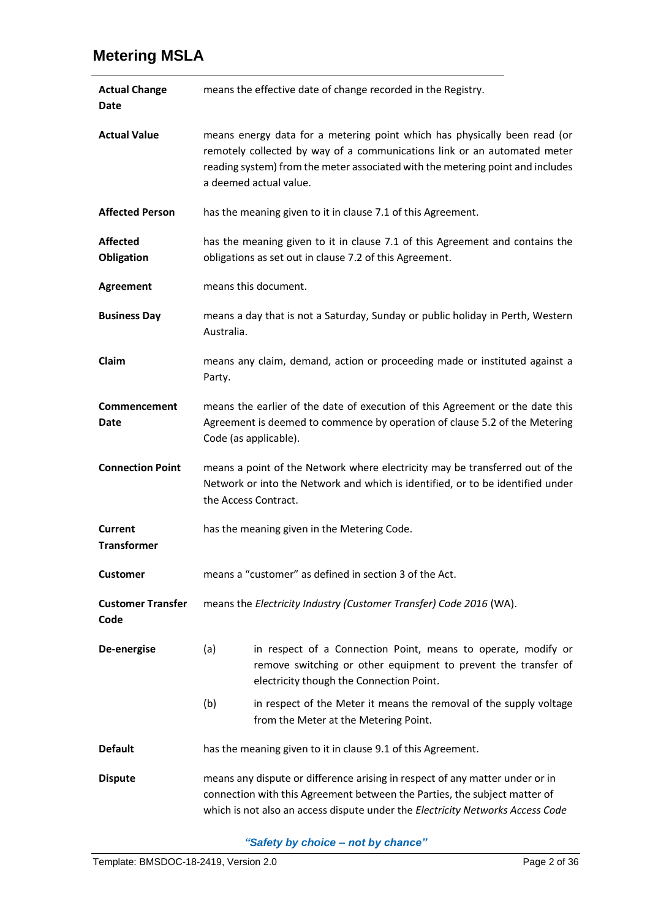| | |
|---|---|
| **Actual Change Date** | means the effective date of change recorded in the Registry. |
| **Actual Value** | means energy data for a metering point which has physically been read (or remotely collected by way of a communications link or an automated meter reading system) from the meter associated with the metering point and includes a deemed actual value. |
| **Affected Person** | has the meaning given to it in clause 7.1 of this Agreement. |
| **Affected Obligation** | has the meaning given to it in clause 7.1 of this Agreement and contains the obligations as set out in clause 7.2 of this Agreement. |
| **Agreement** | means this document. |
| **Business Day** | means a day that is not a Saturday, Sunday or public holiday in Perth, Western Australia. |
| **Claim** | means any claim, demand, action or proceeding made or instituted against a Party. |
| **Commencement Date** | means the earlier of the date of execution of this Agreement or the date this Agreement is deemed to commence by operation of clause 5.2 of the Metering Code (as applicable). |
| **Connection Point** | means a point of the Network where electricity may be transferred out of the Network or into the Network and which is identified, or to be identified under the Access Contract. |
| **Current Transformer** | has the meaning given in the Metering Code. |
| **Customer** | means a "customer" as defined in section 3 of the Act. |
| **Customer Transfer Code** | means the *Electricity Industry (Customer Transfer) Code 2016* (WA). |
| **De-energise** | (a) in respect of a Connection Point, means to operate, modify or remove switching or other equipment to prevent the transfer of electricity though the Connection Point.<br>(b) in respect of the Meter it means the removal of the supply voltage from the Meter at the Metering Point. |
| **Default** | has the meaning given to it in clause 9.1 of this Agreement. |
| **Dispute** | means any dispute or difference arising in respect of any matter under or in connection with this Agreement between the Parties, the subject matter of which is not also an access dispute under the *Electricity Networks Access Code* |

*"Safety by choice – not by chance"*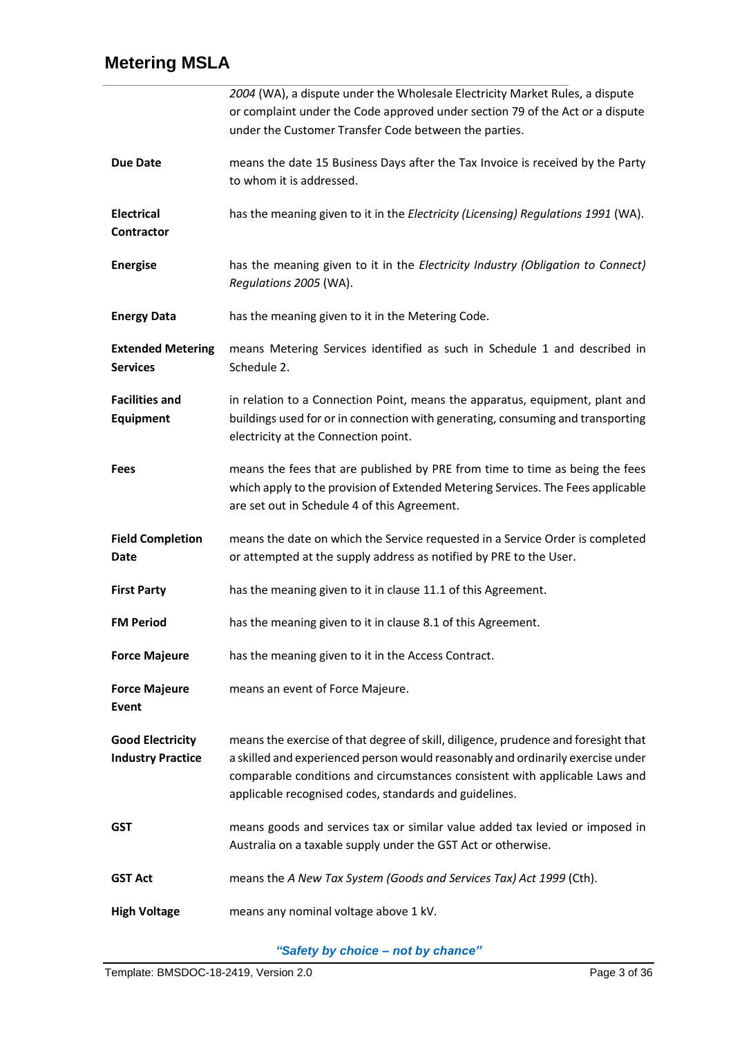| | |
|---|---|
| | *2004* (WA), a dispute under the Wholesale Electricity Market Rules, a dispute or complaint under the Code approved under section 79 of the Act or a dispute under the Customer Transfer Code between the parties. |
| **Due Date** | means the date 15 Business Days after the Tax Invoice is received by the Party to whom it is addressed. |
| **Electrical Contractor** | has the meaning given to it in the *Electricity (Licensing) Regulations 1991* (WA). |
| **Energise** | has the meaning given to it in the *Electricity Industry (Obligation to Connect) Regulations 2005* (WA). |
| **Energy Data** | has the meaning given to it in the Metering Code. |
| **Extended Metering Services** | means Metering Services identified as such in Schedule 1 and described in Schedule 2. |
| **Facilities and Equipment** | in relation to a Connection Point, means the apparatus, equipment, plant and buildings used for or in connection with generating, consuming and transporting electricity at the Connection point. |
| **Fees** | means the fees that are published by PRE from time to time as being the fees which apply to the provision of Extended Metering Services. The Fees applicable are set out in Schedule 4 of this Agreement. |
| **Field Completion Date** | means the date on which the Service requested in a Service Order is completed or attempted at the supply address as notified by PRE to the User. |
| **First Party** | has the meaning given to it in clause 11.1 of this Agreement. |
| **FM Period** | has the meaning given to it in clause 8.1 of this Agreement. |
| **Force Majeure** | has the meaning given to it in the Access Contract. |
| **Force Majeure Event** | means an event of Force Majeure. |
| **Good Electricity Industry Practice** | means the exercise of that degree of skill, diligence, prudence and foresight that a skilled and experienced person would reasonably and ordinarily exercise under comparable conditions and circumstances consistent with applicable Laws and applicable recognised codes, standards and guidelines. |
| **GST** | means goods and services tax or similar value added tax levied or imposed in Australia on a taxable supply under the GST Act or otherwise. |
| **GST Act** | means the *A New Tax System (Goods and Services Tax) Act 1999* (Cth). |
| **High Voltage** | means any nominal voltage above 1 kV. |

*"Safety by choice – not by chance"*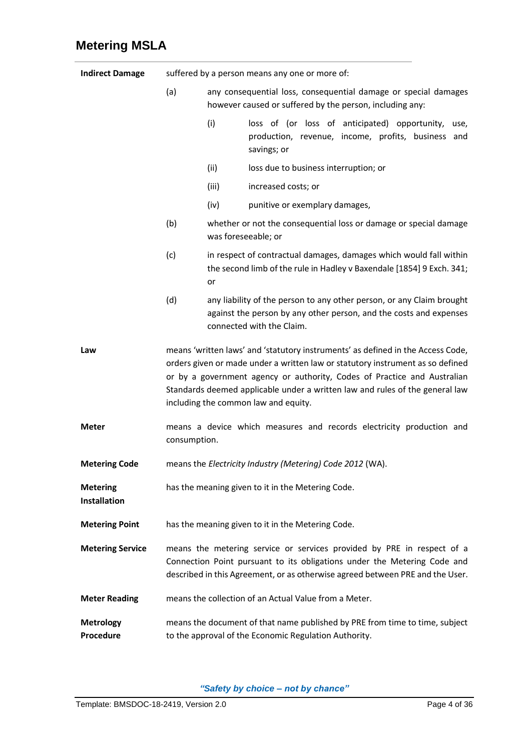**Indirect Damage** suffered by a person means any one or more of:

(a) any consequential loss, consequential damage or special damages however caused or suffered by the person, including any:

  (i) loss of (or loss of anticipated) opportunity, use, production, revenue, income, profits, business and savings; or

  (ii) loss due to business interruption; or

  (iii) increased costs; or

  (iv) punitive or exemplary damages,

(b) whether or not the consequential loss or damage or special damage was foreseeable; or

(c) in respect of contractual damages, damages which would fall within the second limb of the rule in Hadley v Baxendale [1854] 9 Exch. 341; or

(d) any liability of the person to any other person, or any Claim brought against the person by any other person, and the costs and expenses connected with the Claim.

**Law** means 'written laws' and 'statutory instruments' as defined in the Access Code, orders given or made under a written law or statutory instrument as so defined or by a government agency or authority, Codes of Practice and Australian Standards deemed applicable under a written law and rules of the general law including the common law and equity.

**Meter** means a device which measures and records electricity production and consumption.

**Metering Code** means the *Electricity Industry (Metering) Code 2012* (WA).

**Metering Installation** has the meaning given to it in the Metering Code.

**Metering Point** has the meaning given to it in the Metering Code.

**Metering Service** means the metering service or services provided by PRE in respect of a Connection Point pursuant to its obligations under the Metering Code and described in this Agreement, or as otherwise agreed between PRE and the User.

**Meter Reading** means the collection of an Actual Value from a Meter.

**Metrology Procedure** means the document of that name published by PRE from time to time, subject to the approval of the Economic Regulation Authority.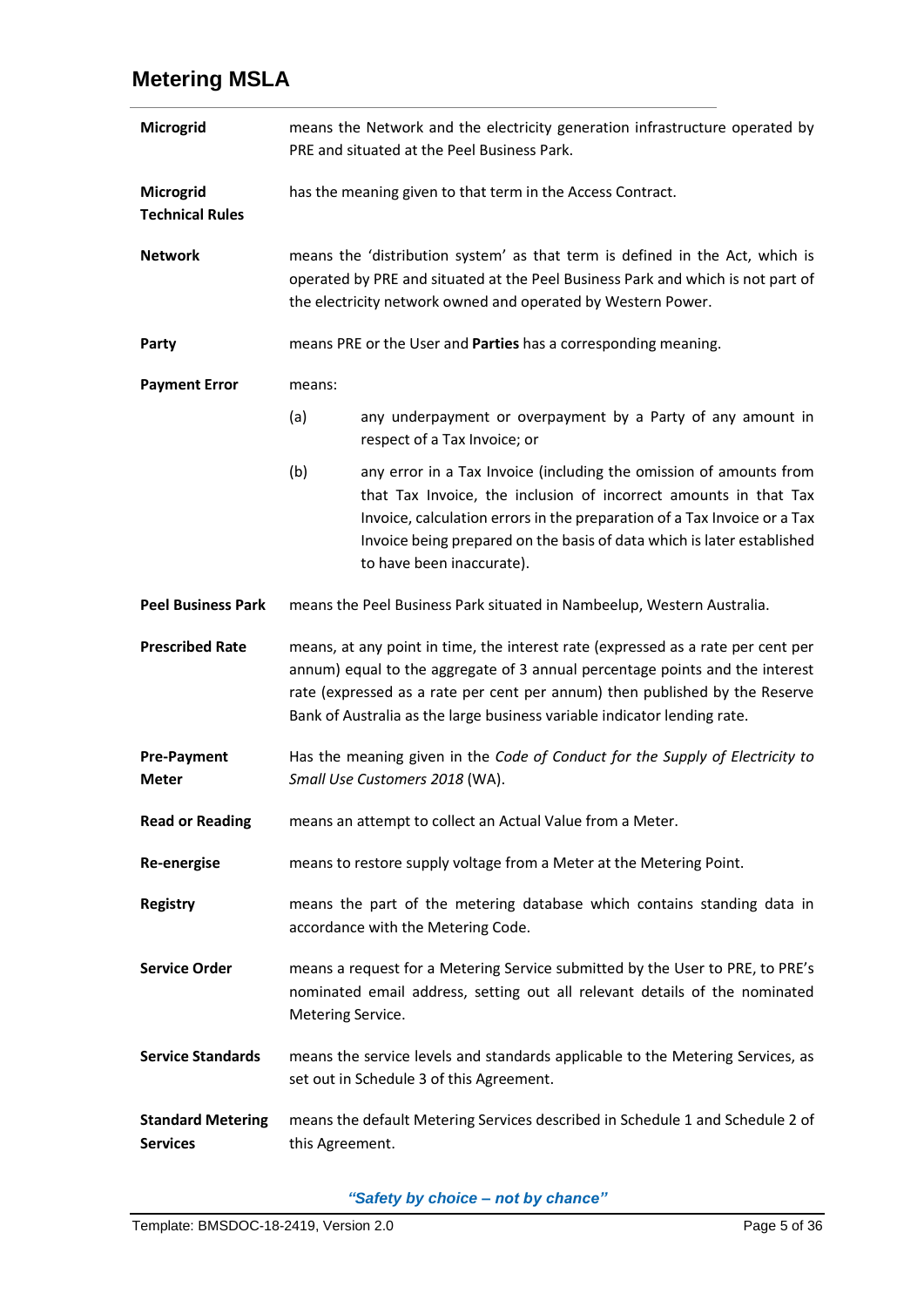| | |
|---|---|
| **Microgrid** | means the Network and the electricity generation infrastructure operated by PRE and situated at the Peel Business Park. |
| **Microgrid Technical Rules** | has the meaning given to that term in the Access Contract. |
| **Network** | means the 'distribution system' as that term is defined in the Act, which is operated by PRE and situated at the Peel Business Park and which is not part of the electricity network owned and operated by Western Power. |
| **Party** | means PRE or the User and **Parties** has a corresponding meaning. |
| **Payment Error** | means: (a) any underpayment or overpayment by a Party of any amount in respect of a Tax Invoice; or (b) any error in a Tax Invoice (including the omission of amounts from that Tax Invoice, the inclusion of incorrect amounts in that Tax Invoice, calculation errors in the preparation of a Tax Invoice or a Tax Invoice being prepared on the basis of data which is later established to have been inaccurate). |
| **Peel Business Park** | means the Peel Business Park situated in Nambeelup, Western Australia. |
| **Prescribed Rate** | means, at any point in time, the interest rate (expressed as a rate per cent per annum) equal to the aggregate of 3 annual percentage points and the interest rate (expressed as a rate per cent per annum) then published by the Reserve Bank of Australia as the large business variable indicator lending rate. |
| **Pre-Payment Meter** | Has the meaning given in the *Code of Conduct for the Supply of Electricity to Small Use Customers 2018* (WA). |
| **Read or Reading** | means an attempt to collect an Actual Value from a Meter. |
| **Re-energise** | means to restore supply voltage from a Meter at the Metering Point. |
| **Registry** | means the part of the metering database which contains standing data in accordance with the Metering Code. |
| **Service Order** | means a request for a Metering Service submitted by the User to PRE, to PRE's nominated email address, setting out all relevant details of the nominated Metering Service. |
| **Service Standards** | means the service levels and standards applicable to the Metering Services, as set out in Schedule 3 of this Agreement. |
| **Standard Metering Services** | means the default Metering Services described in Schedule 1 and Schedule 2 of this Agreement. |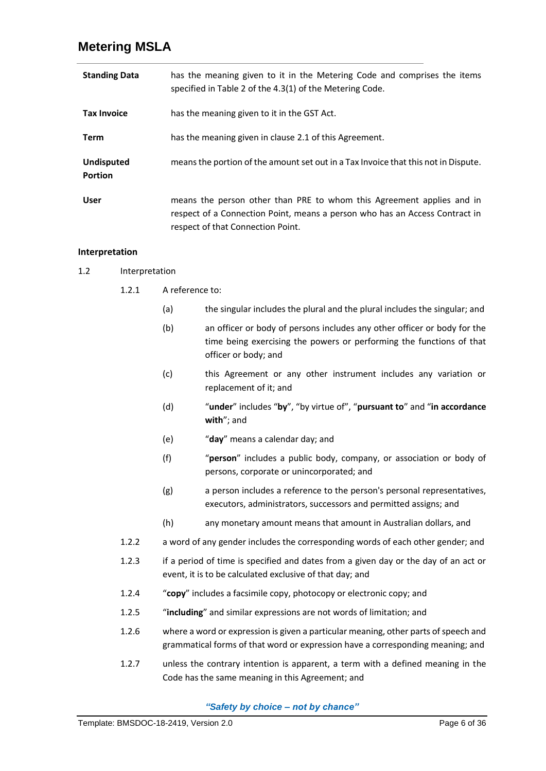| | |
|---|---|
| **Standing Data** | has the meaning given to it in the Metering Code and comprises the items specified in Table 2 of the 4.3(1) of the Metering Code. |
| **Tax Invoice** | has the meaning given to it in the GST Act. |
| **Term** | has the meaning given in clause 2.1 of this Agreement. |
| **Undisputed Portion** | means the portion of the amount set out in a Tax Invoice that this not in Dispute. |
| **User** | means the person other than PRE to whom this Agreement applies and in respect of a Connection Point, means a person who has an Access Contract in respect of that Connection Point. |

**Interpretation**

1.2 Interpretation

1.2.1 A reference to:

(a) the singular includes the plural and the plural includes the singular; and

(b) an officer or body of persons includes any other officer or body for the time being exercising the powers or performing the functions of that officer or body; and

(c) this Agreement or any other instrument includes any variation or replacement of it; and

(d) "**under**" includes "**by**", "by virtue of", "**pursuant to**" and "**in accordance with**"; and

(e) "**day**" means a calendar day; and

(f) "**person**" includes a public body, company, or association or body of persons, corporate or unincorporated; and

(g) a person includes a reference to the person's personal representatives, executors, administrators, successors and permitted assigns; and

(h) any monetary amount means that amount in Australian dollars, and

1.2.2 a word of any gender includes the corresponding words of each other gender; and

1.2.3 if a period of time is specified and dates from a given day or the day of an act or event, it is to be calculated exclusive of that day; and

1.2.4 "**copy**" includes a facsimile copy, photocopy or electronic copy; and

1.2.5 "**including**" and similar expressions are not words of limitation; and

1.2.6 where a word or expression is given a particular meaning, other parts of speech and grammatical forms of that word or expression have a corresponding meaning; and

1.2.7 unless the contrary intention is apparent, a term with a defined meaning in the Code has the same meaning in this Agreement; and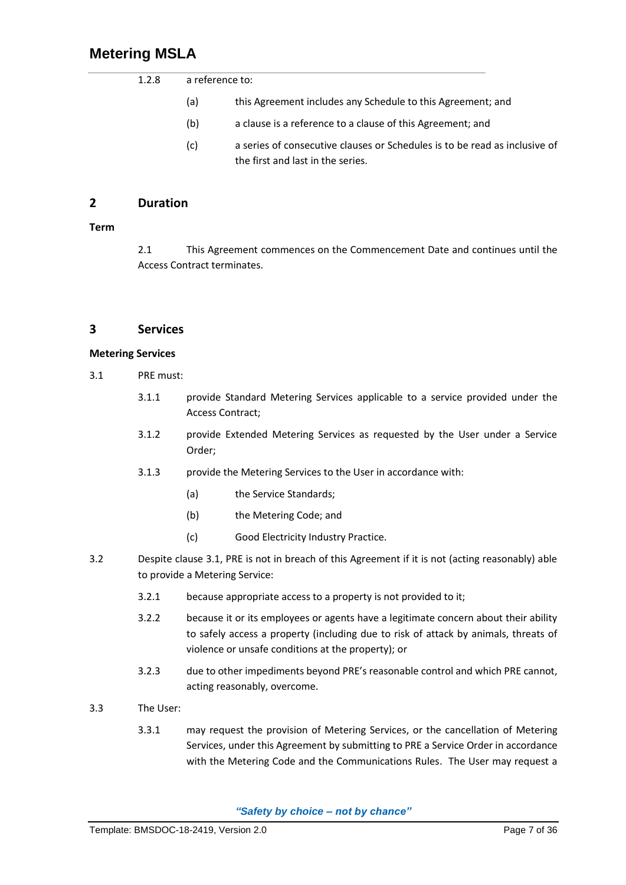1.2.8 a reference to:

(a) this Agreement includes any Schedule to this Agreement; and

(b) a clause is a reference to a clause of this Agreement; and

(c) a series of consecutive clauses or Schedules is to be read as inclusive of the first and last in the series.

## 2 Duration

**Term**

2.1 This Agreement commences on the Commencement Date and continues until the Access Contract terminates.

## 3 Services

**Metering Services**

3.1 PRE must:

3.1.1 provide Standard Metering Services applicable to a service provided under the Access Contract;

3.1.2 provide Extended Metering Services as requested by the User under a Service Order;

3.1.3 provide the Metering Services to the User in accordance with:

(a) the Service Standards;

(b) the Metering Code; and

(c) Good Electricity Industry Practice.

3.2 Despite clause 3.1, PRE is not in breach of this Agreement if it is not (acting reasonably) able to provide a Metering Service:

3.2.1 because appropriate access to a property is not provided to it;

3.2.2 because it or its employees or agents have a legitimate concern about their ability to safely access a property (including due to risk of attack by animals, threats of violence or unsafe conditions at the property); or

3.2.3 due to other impediments beyond PRE's reasonable control and which PRE cannot, acting reasonably, overcome.

3.3 The User:

3.3.1 may request the provision of Metering Services, or the cancellation of Metering Services, under this Agreement by submitting to PRE a Service Order in accordance with the Metering Code and the Communications Rules. The User may request a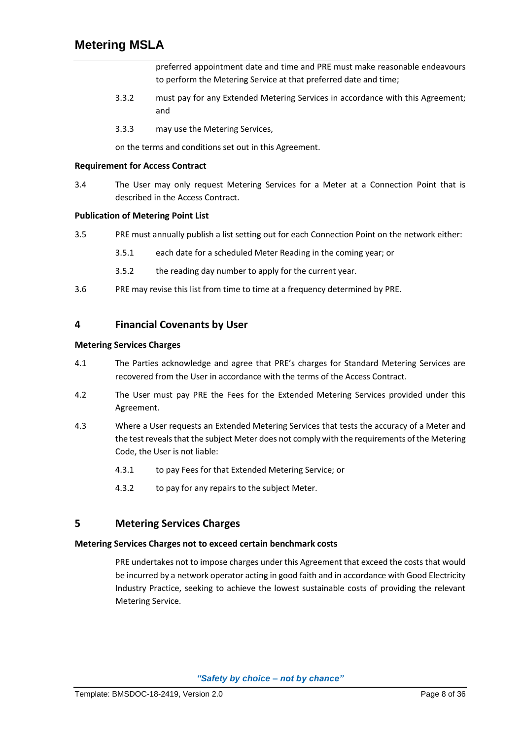preferred appointment date and time and PRE must make reasonable endeavours to perform the Metering Service at that preferred date and time;

3.3.2 must pay for any Extended Metering Services in accordance with this Agreement; and

3.3.3 may use the Metering Services,

on the terms and conditions set out in this Agreement.

**Requirement for Access Contract**

3.4 The User may only request Metering Services for a Meter at a Connection Point that is described in the Access Contract.

**Publication of Metering Point List**

3.5 PRE must annually publish a list setting out for each Connection Point on the network either:

3.5.1 each date for a scheduled Meter Reading in the coming year; or

3.5.2 the reading day number to apply for the current year.

3.6 PRE may revise this list from time to time at a frequency determined by PRE.

## 4 Financial Covenants by User

**Metering Services Charges**

4.1 The Parties acknowledge and agree that PRE's charges for Standard Metering Services are recovered from the User in accordance with the terms of the Access Contract.

4.2 The User must pay PRE the Fees for the Extended Metering Services provided under this Agreement.

4.3 Where a User requests an Extended Metering Services that tests the accuracy of a Meter and the test reveals that the subject Meter does not comply with the requirements of the Metering Code, the User is not liable:

4.3.1 to pay Fees for that Extended Metering Service; or

4.3.2 to pay for any repairs to the subject Meter.

## 5 Metering Services Charges

**Metering Services Charges not to exceed certain benchmark costs**

PRE undertakes not to impose charges under this Agreement that exceed the costs that would be incurred by a network operator acting in good faith and in accordance with Good Electricity Industry Practice, seeking to achieve the lowest sustainable costs of providing the relevant Metering Service.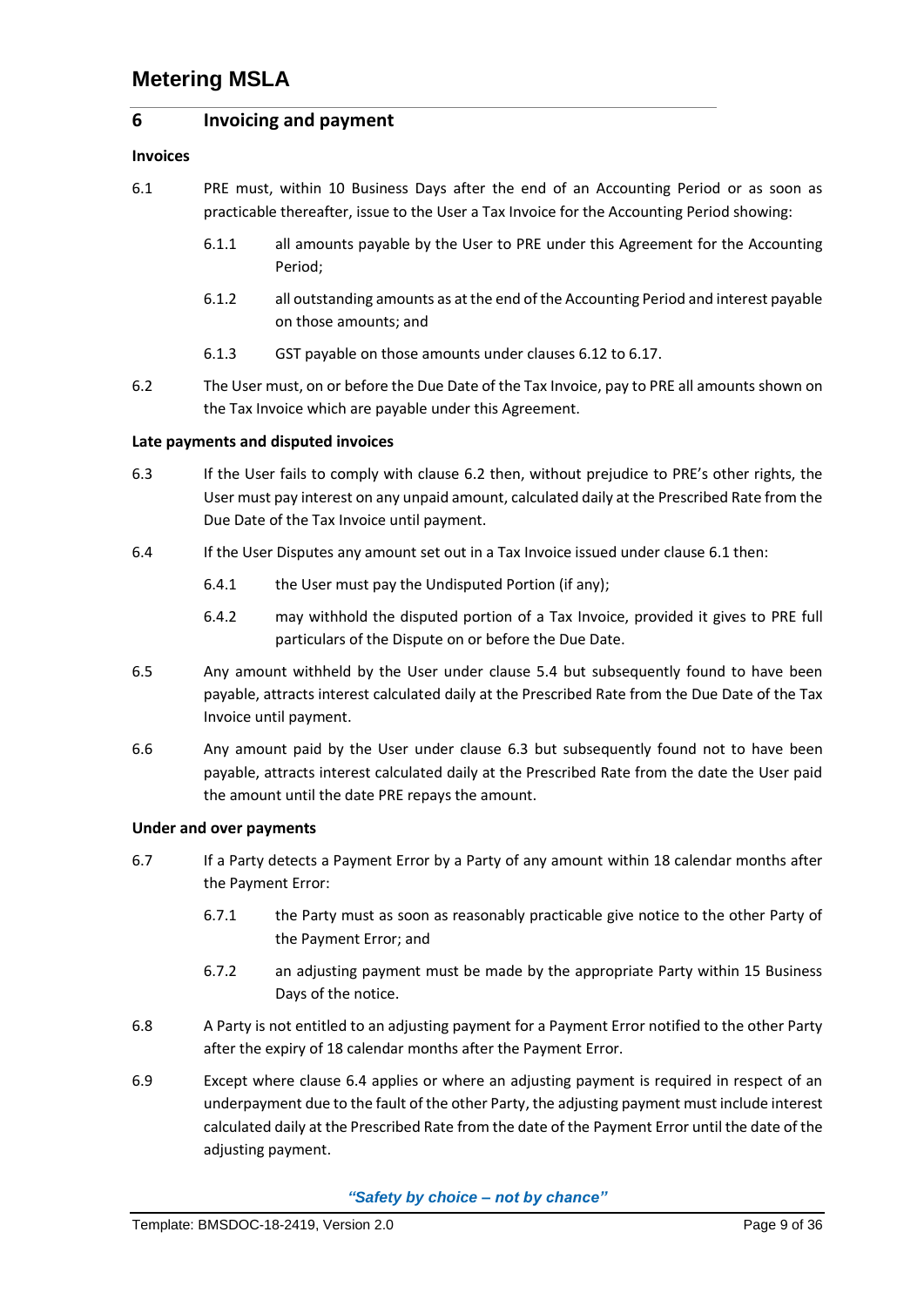## 6 Invoicing and payment

### Invoices

6.1 PRE must, within 10 Business Days after the end of an Accounting Period or as soon as practicable thereafter, issue to the User a Tax Invoice for the Accounting Period showing:

6.1.1 all amounts payable by the User to PRE under this Agreement for the Accounting Period;

6.1.2 all outstanding amounts as at the end of the Accounting Period and interest payable on those amounts; and

6.1.3 GST payable on those amounts under clauses 6.12 to 6.17.

6.2 The User must, on or before the Due Date of the Tax Invoice, pay to PRE all amounts shown on the Tax Invoice which are payable under this Agreement.

### Late payments and disputed invoices

6.3 If the User fails to comply with clause 6.2 then, without prejudice to PRE's other rights, the User must pay interest on any unpaid amount, calculated daily at the Prescribed Rate from the Due Date of the Tax Invoice until payment.

6.4 If the User Disputes any amount set out in a Tax Invoice issued under clause 6.1 then:

6.4.1 the User must pay the Undisputed Portion (if any);

6.4.2 may withhold the disputed portion of a Tax Invoice, provided it gives to PRE full particulars of the Dispute on or before the Due Date.

6.5 Any amount withheld by the User under clause 5.4 but subsequently found to have been payable, attracts interest calculated daily at the Prescribed Rate from the Due Date of the Tax Invoice until payment.

6.6 Any amount paid by the User under clause 6.3 but subsequently found not to have been payable, attracts interest calculated daily at the Prescribed Rate from the date the User paid the amount until the date PRE repays the amount.

### Under and over payments

6.7 If a Party detects a Payment Error by a Party of any amount within 18 calendar months after the Payment Error:

6.7.1 the Party must as soon as reasonably practicable give notice to the other Party of the Payment Error; and

6.7.2 an adjusting payment must be made by the appropriate Party within 15 Business Days of the notice.

6.8 A Party is not entitled to an adjusting payment for a Payment Error notified to the other Party after the expiry of 18 calendar months after the Payment Error.

6.9 Except where clause 6.4 applies or where an adjusting payment is required in respect of an underpayment due to the fault of the other Party, the adjusting payment must include interest calculated daily at the Prescribed Rate from the date of the Payment Error until the date of the adjusting payment.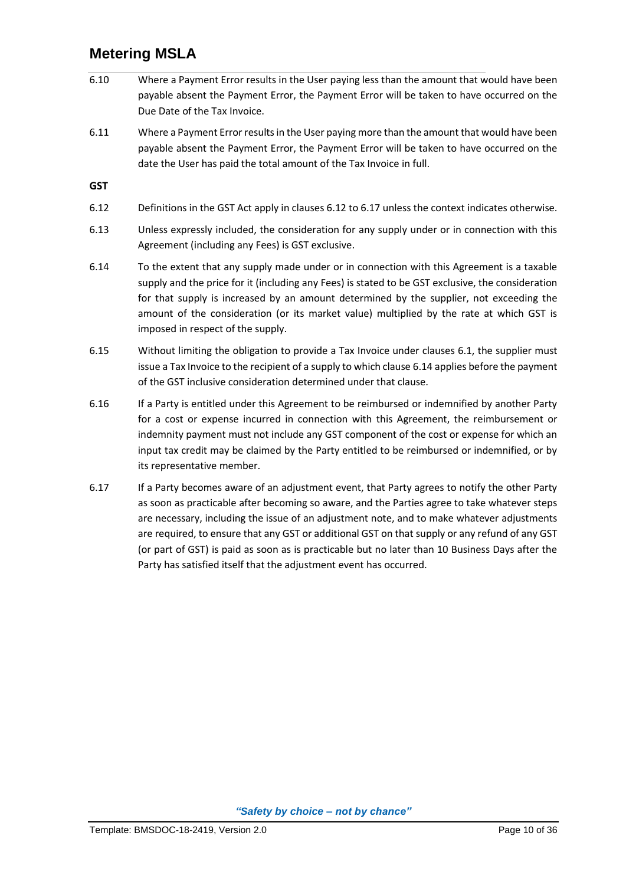6.10 Where a Payment Error results in the User paying less than the amount that would have been payable absent the Payment Error, the Payment Error will be taken to have occurred on the Due Date of the Tax Invoice.

6.11 Where a Payment Error results in the User paying more than the amount that would have been payable absent the Payment Error, the Payment Error will be taken to have occurred on the date the User has paid the total amount of the Tax Invoice in full.

**GST**

6.12 Definitions in the GST Act apply in clauses 6.12 to 6.17 unless the context indicates otherwise.

6.13 Unless expressly included, the consideration for any supply under or in connection with this Agreement (including any Fees) is GST exclusive.

6.14 To the extent that any supply made under or in connection with this Agreement is a taxable supply and the price for it (including any Fees) is stated to be GST exclusive, the consideration for that supply is increased by an amount determined by the supplier, not exceeding the amount of the consideration (or its market value) multiplied by the rate at which GST is imposed in respect of the supply.

6.15 Without limiting the obligation to provide a Tax Invoice under clauses 6.1, the supplier must issue a Tax Invoice to the recipient of a supply to which clause 6.14 applies before the payment of the GST inclusive consideration determined under that clause.

6.16 If a Party is entitled under this Agreement to be reimbursed or indemnified by another Party for a cost or expense incurred in connection with this Agreement, the reimbursement or indemnity payment must not include any GST component of the cost or expense for which an input tax credit may be claimed by the Party entitled to be reimbursed or indemnified, or by its representative member.

6.17 If a Party becomes aware of an adjustment event, that Party agrees to notify the other Party as soon as practicable after becoming so aware, and the Parties agree to take whatever steps are necessary, including the issue of an adjustment note, and to make whatever adjustments are required, to ensure that any GST or additional GST on that supply or any refund of any GST (or part of GST) is paid as soon as is practicable but no later than 10 Business Days after the Party has satisfied itself that the adjustment event has occurred.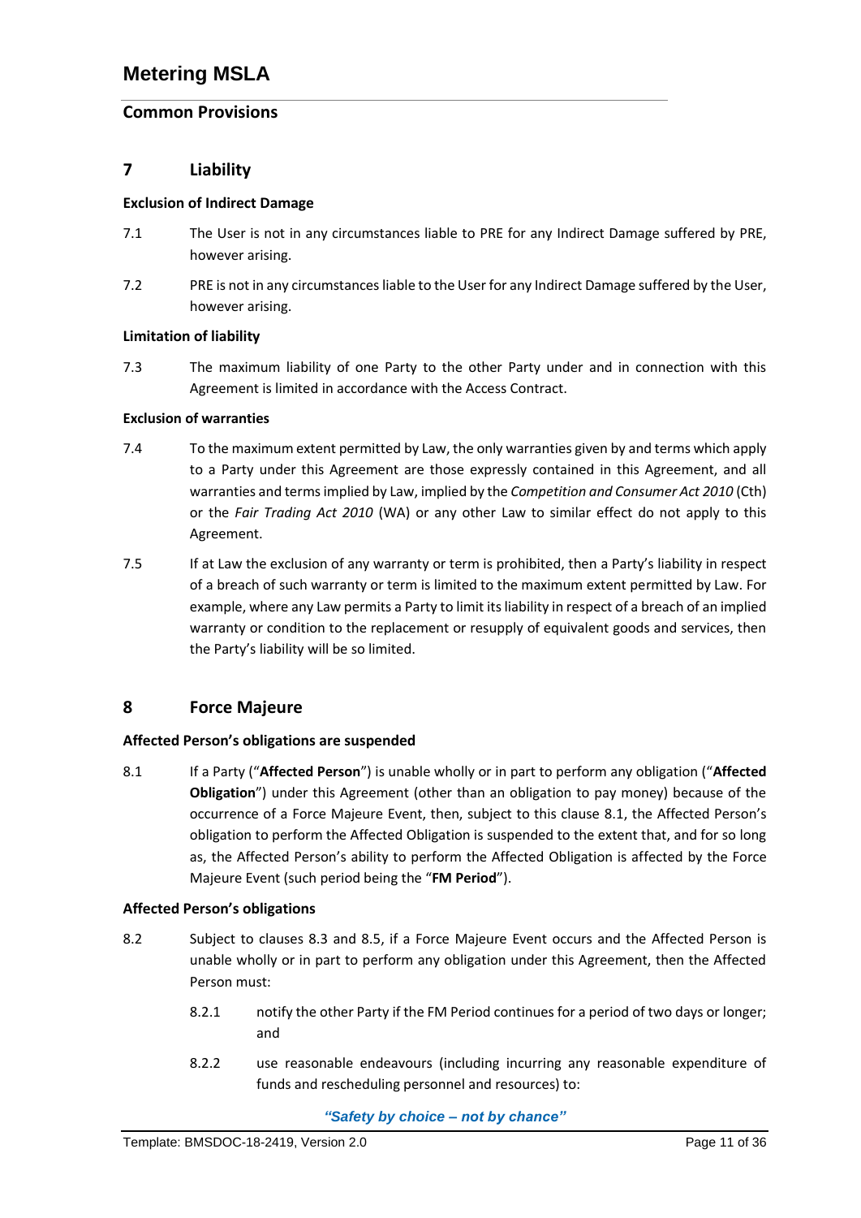## 7 Liability

**Exclusion of Indirect Damage**

7.1 The User is not in any circumstances liable to PRE for any Indirect Damage suffered by PRE, however arising.

7.2 PRE is not in any circumstances liable to the User for any Indirect Damage suffered by the User, however arising.

**Limitation of liability**

7.3 The maximum liability of one Party to the other Party under and in connection with this Agreement is limited in accordance with the Access Contract.

**Exclusion of warranties**

7.4 To the maximum extent permitted by Law, the only warranties given by and terms which apply to a Party under this Agreement are those expressly contained in this Agreement, and all warranties and terms implied by Law, implied by the *Competition and Consumer Act 2010* (Cth) or the *Fair Trading Act 2010* (WA) or any other Law to similar effect do not apply to this Agreement.

7.5 If at Law the exclusion of any warranty or term is prohibited, then a Party's liability in respect of a breach of such warranty or term is limited to the maximum extent permitted by Law. For example, where any Law permits a Party to limit its liability in respect of a breach of an implied warranty or condition to the replacement or resupply of equivalent goods and services, then the Party's liability will be so limited.

## 8 Force Majeure

**Affected Person's obligations are suspended**

8.1 If a Party ("**Affected Person**") is unable wholly or in part to perform any obligation ("**Affected Obligation**") under this Agreement (other than an obligation to pay money) because of the occurrence of a Force Majeure Event, then, subject to this clause 8.1, the Affected Person's obligation to perform the Affected Obligation is suspended to the extent that, and for so long as, the Affected Person's ability to perform the Affected Obligation is affected by the Force Majeure Event (such period being the "**FM Period**").

**Affected Person's obligations**

8.2 Subject to clauses 8.3 and 8.5, if a Force Majeure Event occurs and the Affected Person is unable wholly or in part to perform any obligation under this Agreement, then the Affected Person must:

8.2.1 notify the other Party if the FM Period continues for a period of two days or longer; and

8.2.2 use reasonable endeavours (including incurring any reasonable expenditure of funds and rescheduling personnel and resources) to:

*"Safety by choice – not by chance"*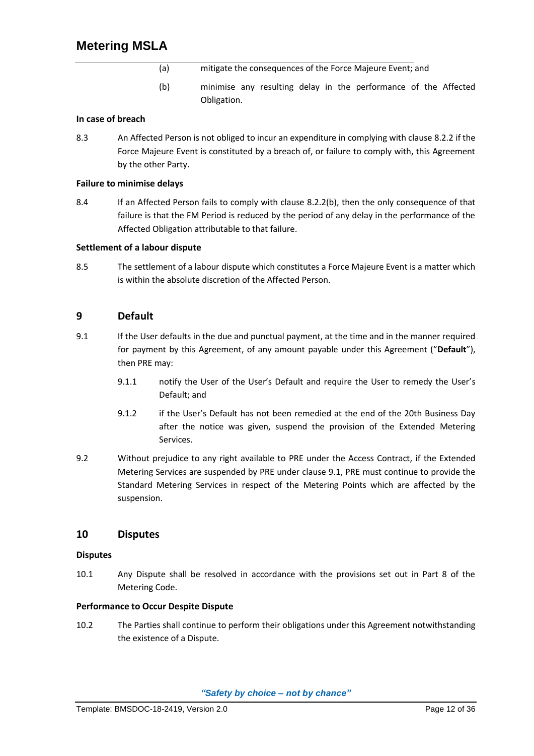(a) mitigate the consequences of the Force Majeure Event; and

(b) minimise any resulting delay in the performance of the Affected Obligation.

**In case of breach**

8.3 An Affected Person is not obliged to incur an expenditure in complying with clause 8.2.2 if the Force Majeure Event is constituted by a breach of, or failure to comply with, this Agreement by the other Party.

**Failure to minimise delays**

8.4 If an Affected Person fails to comply with clause 8.2.2(b), then the only consequence of that failure is that the FM Period is reduced by the period of any delay in the performance of the Affected Obligation attributable to that failure.

**Settlement of a labour dispute**

8.5 The settlement of a labour dispute which constitutes a Force Majeure Event is a matter which is within the absolute discretion of the Affected Person.

## 9 Default

9.1 If the User defaults in the due and punctual payment, at the time and in the manner required for payment by this Agreement, of any amount payable under this Agreement ("**Default**"), then PRE may:

9.1.1 notify the User of the User's Default and require the User to remedy the User's Default; and

9.1.2 if the User's Default has not been remedied at the end of the 20th Business Day after the notice was given, suspend the provision of the Extended Metering Services.

9.2 Without prejudice to any right available to PRE under the Access Contract, if the Extended Metering Services are suspended by PRE under clause 9.1, PRE must continue to provide the Standard Metering Services in respect of the Metering Points which are affected by the suspension.

## 10 Disputes

**Disputes**

10.1 Any Dispute shall be resolved in accordance with the provisions set out in Part 8 of the Metering Code.

**Performance to Occur Despite Dispute**

10.2 The Parties shall continue to perform their obligations under this Agreement notwithstanding the existence of a Dispute.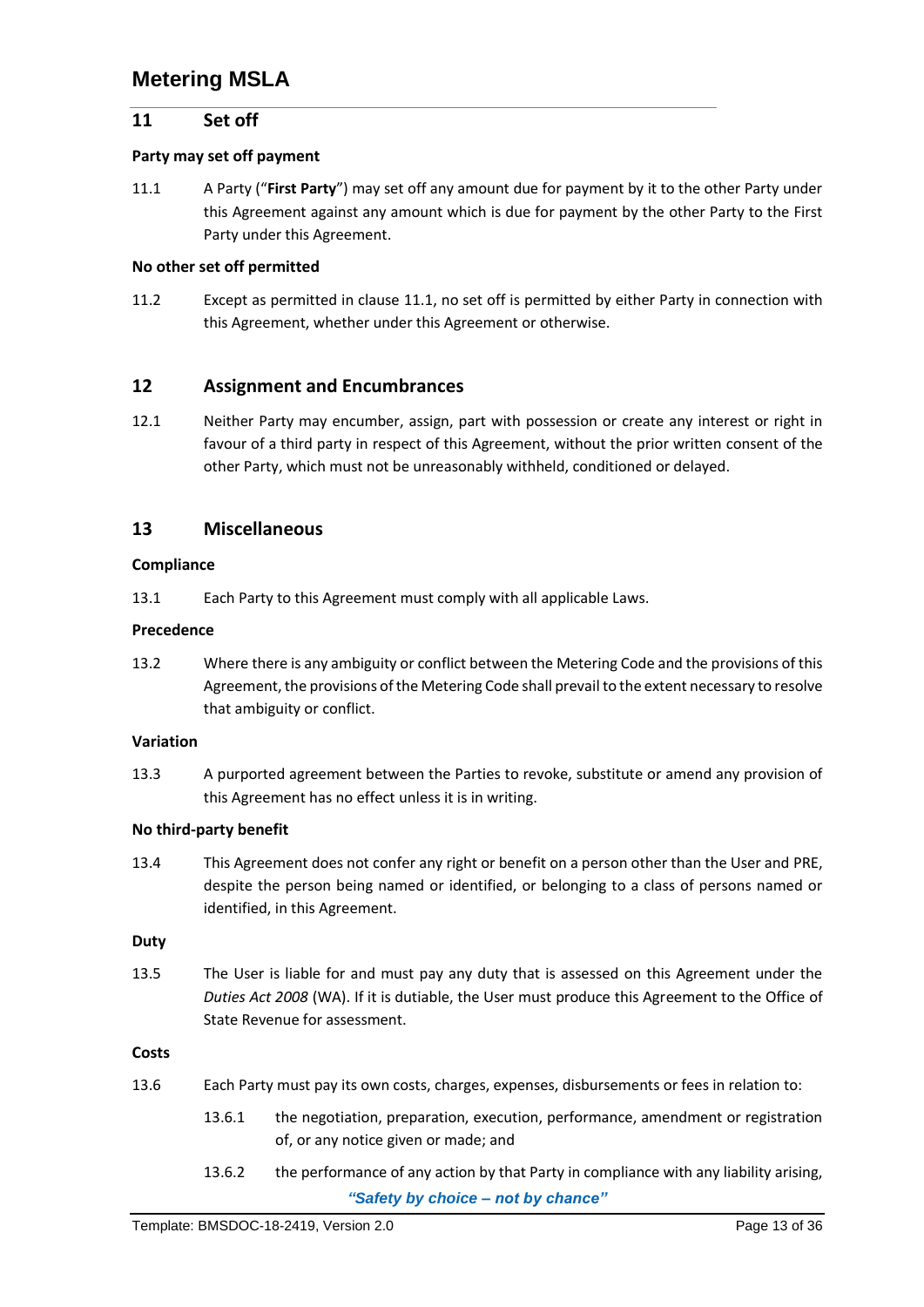## 11 Set off

**Party may set off payment**

11.1 A Party ("**First Party**") may set off any amount due for payment by it to the other Party under this Agreement against any amount which is due for payment by the other Party to the First Party under this Agreement.

**No other set off permitted**

11.2 Except as permitted in clause 11.1, no set off is permitted by either Party in connection with this Agreement, whether under this Agreement or otherwise.

## 12 Assignment and Encumbrances

12.1 Neither Party may encumber, assign, part with possession or create any interest or right in favour of a third party in respect of this Agreement, without the prior written consent of the other Party, which must not be unreasonably withheld, conditioned or delayed.

## 13 Miscellaneous

**Compliance**

13.1 Each Party to this Agreement must comply with all applicable Laws.

**Precedence**

13.2 Where there is any ambiguity or conflict between the Metering Code and the provisions of this Agreement, the provisions of the Metering Code shall prevail to the extent necessary to resolve that ambiguity or conflict.

**Variation**

13.3 A purported agreement between the Parties to revoke, substitute or amend any provision of this Agreement has no effect unless it is in writing.

**No third-party benefit**

13.4 This Agreement does not confer any right or benefit on a person other than the User and PRE, despite the person being named or identified, or belonging to a class of persons named or identified, in this Agreement.

**Duty**

13.5 The User is liable for and must pay any duty that is assessed on this Agreement under the *Duties Act 2008* (WA). If it is dutiable, the User must produce this Agreement to the Office of State Revenue for assessment.

**Costs**

13.6 Each Party must pay its own costs, charges, expenses, disbursements or fees in relation to:

13.6.1 the negotiation, preparation, execution, performance, amendment or registration of, or any notice given or made; and

13.6.2 the performance of any action by that Party in compliance with any liability arising,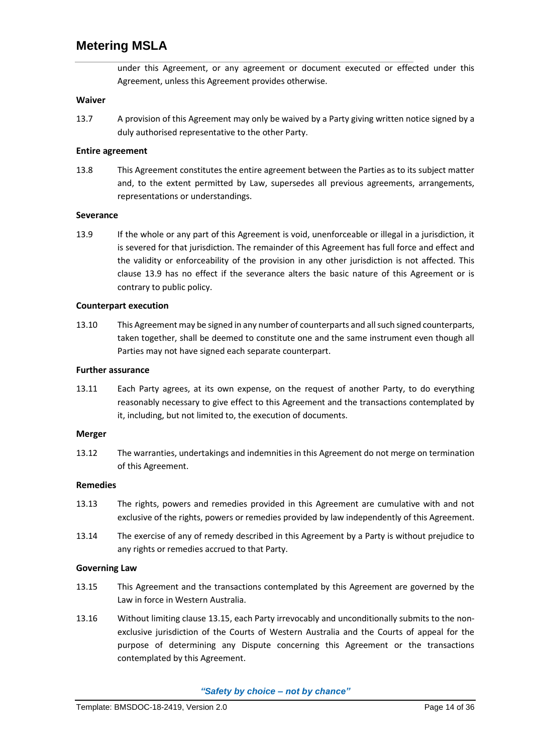under this Agreement, or any agreement or document executed or effected under this Agreement, unless this Agreement provides otherwise.

**Waiver**

13.7 A provision of this Agreement may only be waived by a Party giving written notice signed by a duly authorised representative to the other Party.

**Entire agreement**

13.8 This Agreement constitutes the entire agreement between the Parties as to its subject matter and, to the extent permitted by Law, supersedes all previous agreements, arrangements, representations or understandings.

**Severance**

13.9 If the whole or any part of this Agreement is void, unenforceable or illegal in a jurisdiction, it is severed for that jurisdiction. The remainder of this Agreement has full force and effect and the validity or enforceability of the provision in any other jurisdiction is not affected. This clause 13.9 has no effect if the severance alters the basic nature of this Agreement or is contrary to public policy.

**Counterpart execution**

13.10 This Agreement may be signed in any number of counterparts and all such signed counterparts, taken together, shall be deemed to constitute one and the same instrument even though all Parties may not have signed each separate counterpart.

**Further assurance**

13.11 Each Party agrees, at its own expense, on the request of another Party, to do everything reasonably necessary to give effect to this Agreement and the transactions contemplated by it, including, but not limited to, the execution of documents.

**Merger**

13.12 The warranties, undertakings and indemnities in this Agreement do not merge on termination of this Agreement.

**Remedies**

13.13 The rights, powers and remedies provided in this Agreement are cumulative with and not exclusive of the rights, powers or remedies provided by law independently of this Agreement.

13.14 The exercise of any of remedy described in this Agreement by a Party is without prejudice to any rights or remedies accrued to that Party.

**Governing Law**

13.15 This Agreement and the transactions contemplated by this Agreement are governed by the Law in force in Western Australia.

13.16 Without limiting clause 13.15, each Party irrevocably and unconditionally submits to the non-exclusive jurisdiction of the Courts of Western Australia and the Courts of appeal for the purpose of determining any Dispute concerning this Agreement or the transactions contemplated by this Agreement.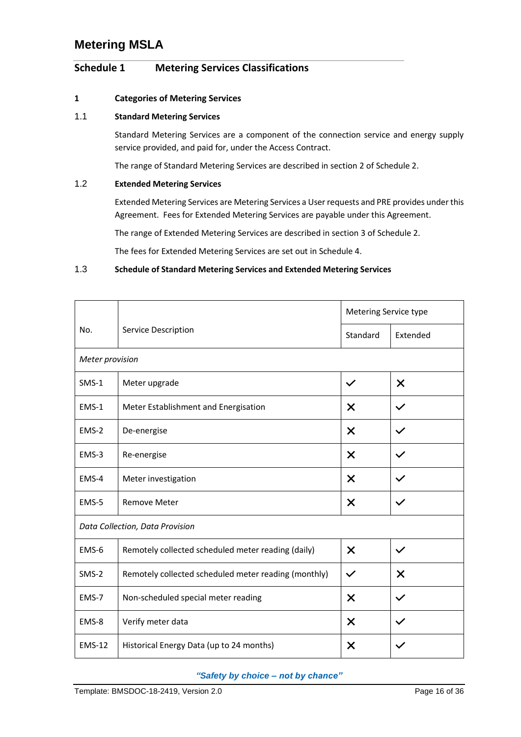## Schedule 1 Metering Services Classifications

### 1 Categories of Metering Services

#### 1.1 Standard Metering Services

Standard Metering Services are a component of the connection service and energy supply service provided, and paid for, under the Access Contract.

The range of Standard Metering Services are described in section 2 of Schedule 2.

#### 1.2 Extended Metering Services

Extended Metering Services are Metering Services a User requests and PRE provides under this Agreement. Fees for Extended Metering Services are payable under this Agreement.

The range of Extended Metering Services are described in section 3 of Schedule 2.

The fees for Extended Metering Services are set out in Schedule 4.

#### 1.3 Schedule of Standard Metering Services and Extended Metering Services

| No. | Service Description | Metering Service type | |
|---|---|---|---|
| | | Standard | Extended |
| *Meter provision* | | | |
| SMS-1 | Meter upgrade | ✓ | ✗ |
| EMS-1 | Meter Establishment and Energisation | ✗ | ✓ |
| EMS-2 | De-energise | ✗ | ✓ |
| EMS-3 | Re-energise | ✗ | ✓ |
| EMS-4 | Meter investigation | ✗ | ✓ |
| EMS-5 | Remove Meter | ✗ | ✓ |
| *Data Collection, Data Provision* | | | |
| EMS-6 | Remotely collected scheduled meter reading (daily) | ✗ | ✓ |
| SMS-2 | Remotely collected scheduled meter reading (monthly) | ✓ | ✗ |
| EMS-7 | Non-scheduled special meter reading | ✗ | ✓ |
| EMS-8 | Verify meter data | ✗ | ✓ |
| EMS-12 | Historical Energy Data (up to 24 months) | ✗ | ✓ |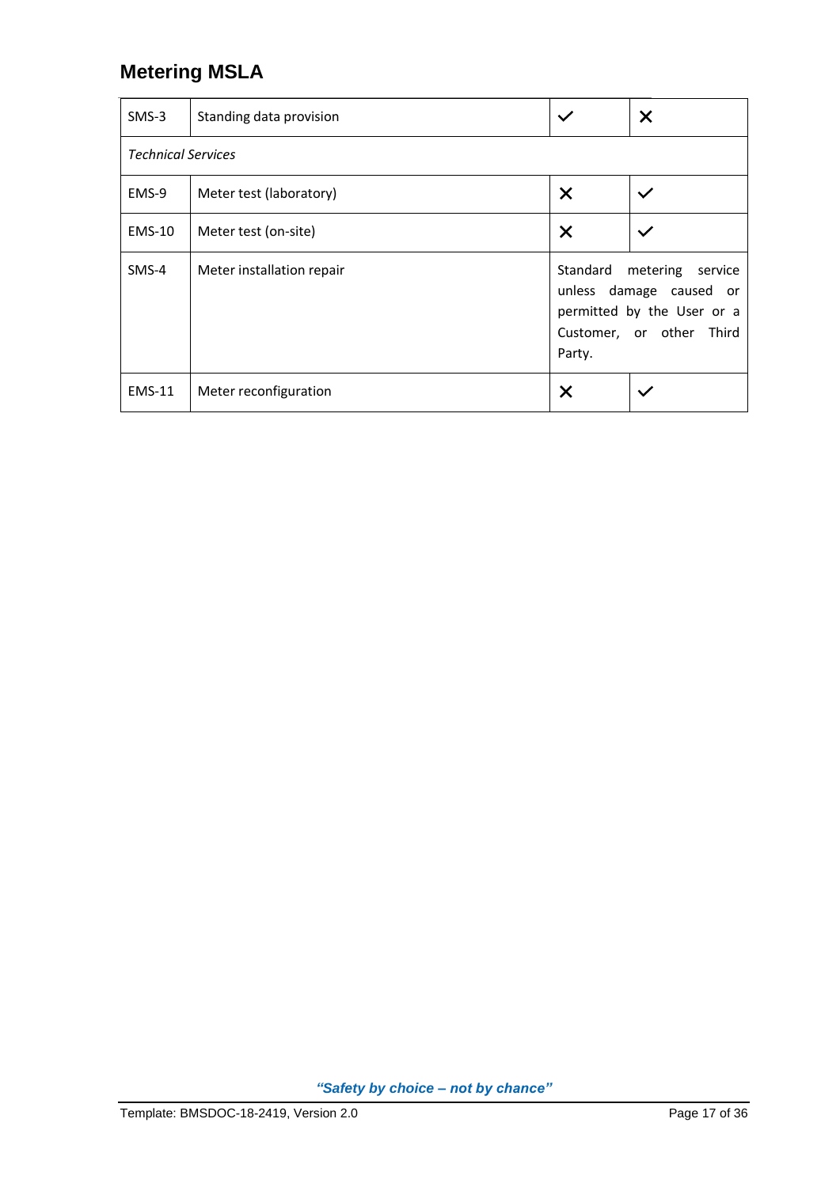## Metering MSLA

| | | | |
|---|---|---|---|
| SMS-3 | Standing data provision | ✓ | ✗ |
| *Technical Services* | | | |
| EMS-9 | Meter test (laboratory) | ✗ | ✓ |
| EMS-10 | Meter test (on-site) | ✗ | ✓ |
| SMS-4 | Meter installation repair | Standard metering service unless damage caused or permitted by the User or a Customer, or other Third Party. | |
| EMS-11 | Meter reconfiguration | ✗ | ✓ |

*"Safety by choice – not by chance"*

Template: BMSDOC-18-2419, Version 2.0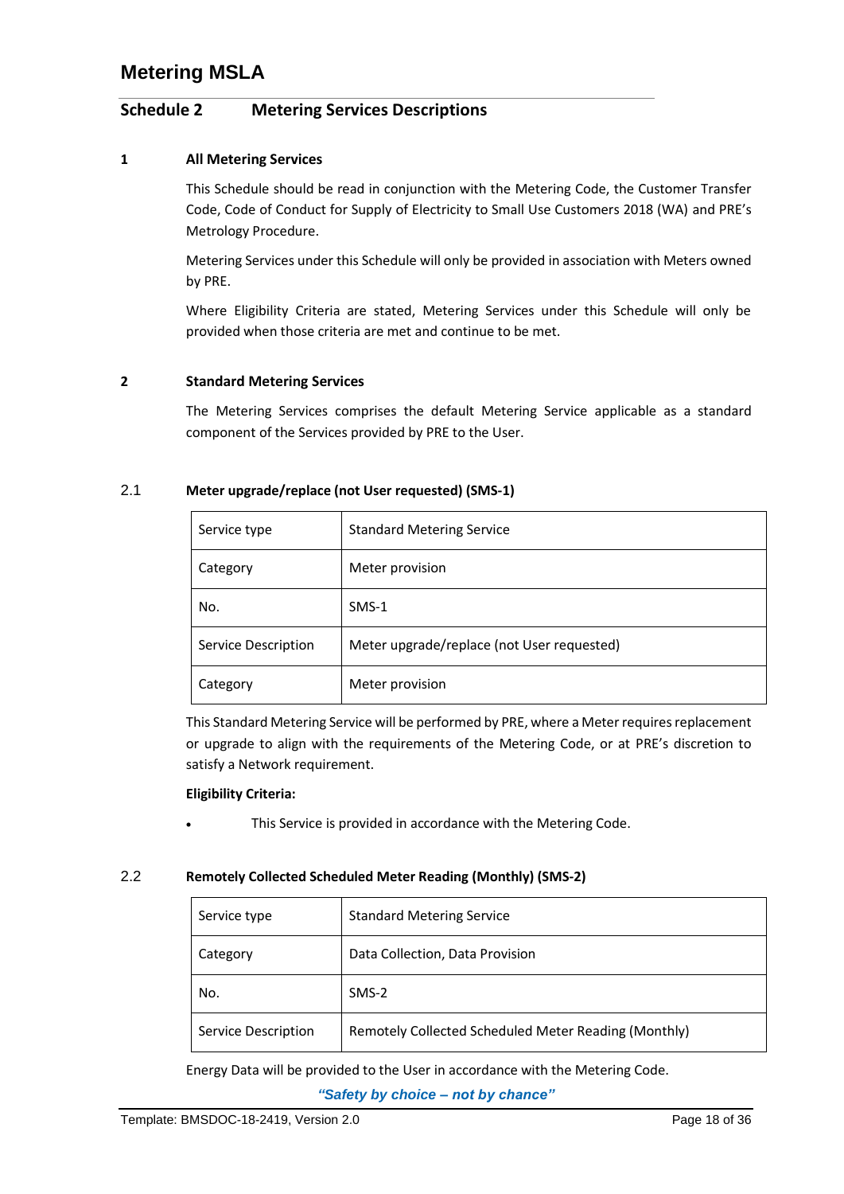# Metering MSLA

## Schedule 2 Metering Services Descriptions

### 1 All Metering Services

This Schedule should be read in conjunction with the Metering Code, the Customer Transfer Code, Code of Conduct for Supply of Electricity to Small Use Customers 2018 (WA) and PRE's Metrology Procedure.

Metering Services under this Schedule will only be provided in association with Meters owned by PRE.

Where Eligibility Criteria are stated, Metering Services under this Schedule will only be provided when those criteria are met and continue to be met.

### 2 Standard Metering Services

The Metering Services comprises the default Metering Service applicable as a standard component of the Services provided by PRE to the User.

#### 2.1 Meter upgrade/replace (not User requested) (SMS-1)

| | |
|---|---|
| Service type | Standard Metering Service |
| Category | Meter provision |
| No. | SMS-1 |
| Service Description | Meter upgrade/replace (not User requested) |
| Category | Meter provision |

This Standard Metering Service will be performed by PRE, where a Meter requires replacement or upgrade to align with the requirements of the Metering Code, or at PRE's discretion to satisfy a Network requirement.

**Eligibility Criteria:**

- This Service is provided in accordance with the Metering Code.

#### 2.2 Remotely Collected Scheduled Meter Reading (Monthly) (SMS-2)

| | |
|---|---|
| Service type | Standard Metering Service |
| Category | Data Collection, Data Provision |
| No. | SMS-2 |
| Service Description | Remotely Collected Scheduled Meter Reading (Monthly) |

Energy Data will be provided to the User in accordance with the Metering Code.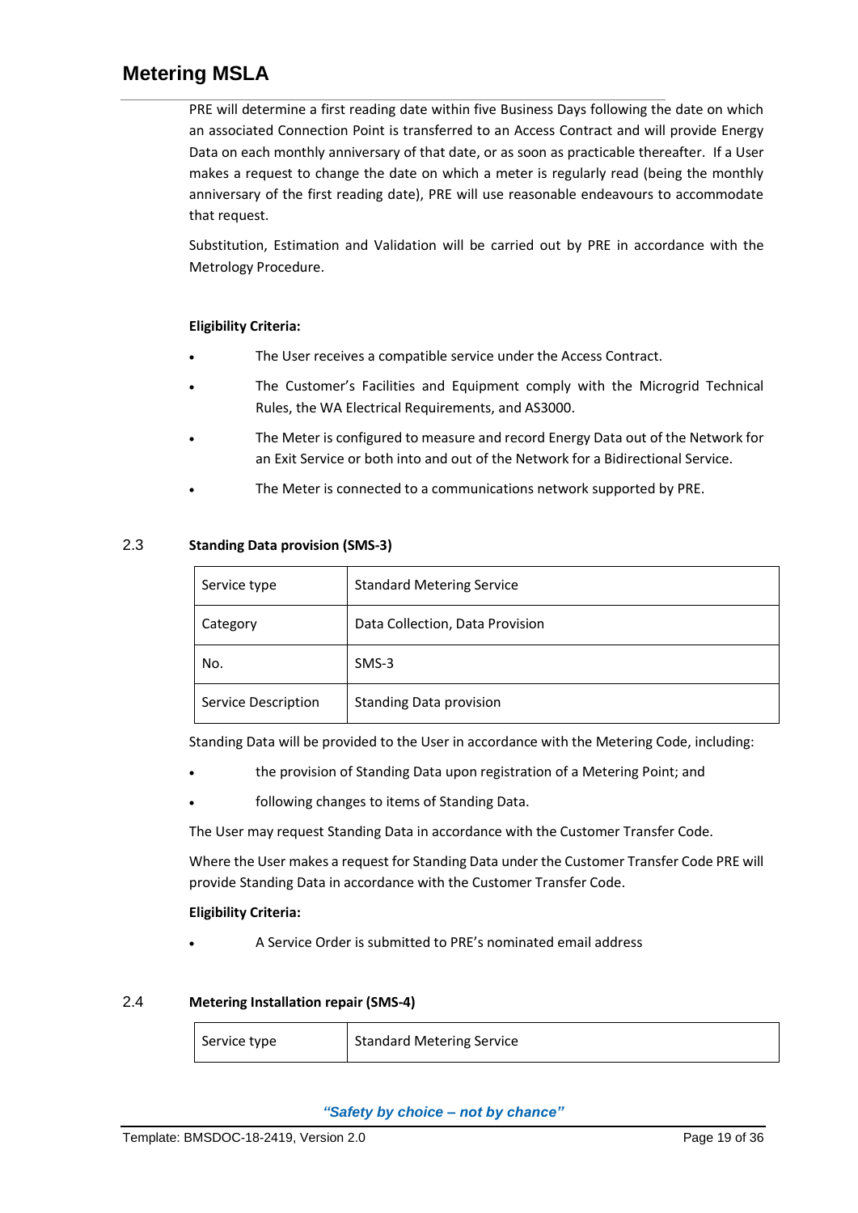PRE will determine a first reading date within five Business Days following the date on which an associated Connection Point is transferred to an Access Contract and will provide Energy Data on each monthly anniversary of that date, or as soon as practicable thereafter. If a User makes a request to change the date on which a meter is regularly read (being the monthly anniversary of the first reading date), PRE will use reasonable endeavours to accommodate that request.

Substitution, Estimation and Validation will be carried out by PRE in accordance with the Metrology Procedure.

**Eligibility Criteria:**

- The User receives a compatible service under the Access Contract.
- The Customer's Facilities and Equipment comply with the Microgrid Technical Rules, the WA Electrical Requirements, and AS3000.
- The Meter is configured to measure and record Energy Data out of the Network for an Exit Service or both into and out of the Network for a Bidirectional Service.
- The Meter is connected to a communications network supported by PRE.

### 2.3 Standing Data provision (SMS-3)

| Service type | Standard Metering Service |
|---|---|
| Category | Data Collection, Data Provision |
| No. | SMS-3 |
| Service Description | Standing Data provision |

Standing Data will be provided to the User in accordance with the Metering Code, including:

- the provision of Standing Data upon registration of a Metering Point; and
- following changes to items of Standing Data.

The User may request Standing Data in accordance with the Customer Transfer Code.

Where the User makes a request for Standing Data under the Customer Transfer Code PRE will provide Standing Data in accordance with the Customer Transfer Code.

**Eligibility Criteria:**

- A Service Order is submitted to PRE's nominated email address

### 2.4 Metering Installation repair (SMS-4)

| Service type | Standard Metering Service |
|---|---|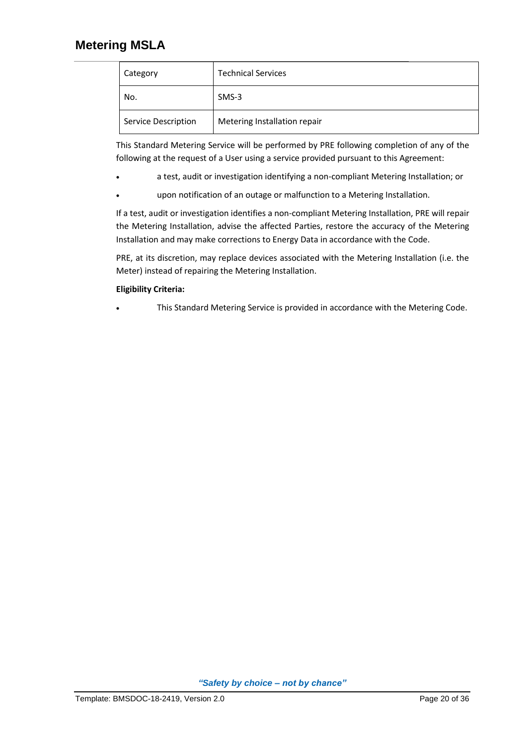| Category | Technical Services |
|---|---|
| No. | SMS-3 |
| Service Description | Metering Installation repair |

This Standard Metering Service will be performed by PRE following completion of any of the following at the request of a User using a service provided pursuant to this Agreement:

- a test, audit or investigation identifying a non-compliant Metering Installation; or
- upon notification of an outage or malfunction to a Metering Installation.

If a test, audit or investigation identifies a non-compliant Metering Installation, PRE will repair the Metering Installation, advise the affected Parties, restore the accuracy of the Metering Installation and may make corrections to Energy Data in accordance with the Code.

PRE, at its discretion, may replace devices associated with the Metering Installation (i.e. the Meter) instead of repairing the Metering Installation.

**Eligibility Criteria:**

- This Standard Metering Service is provided in accordance with the Metering Code.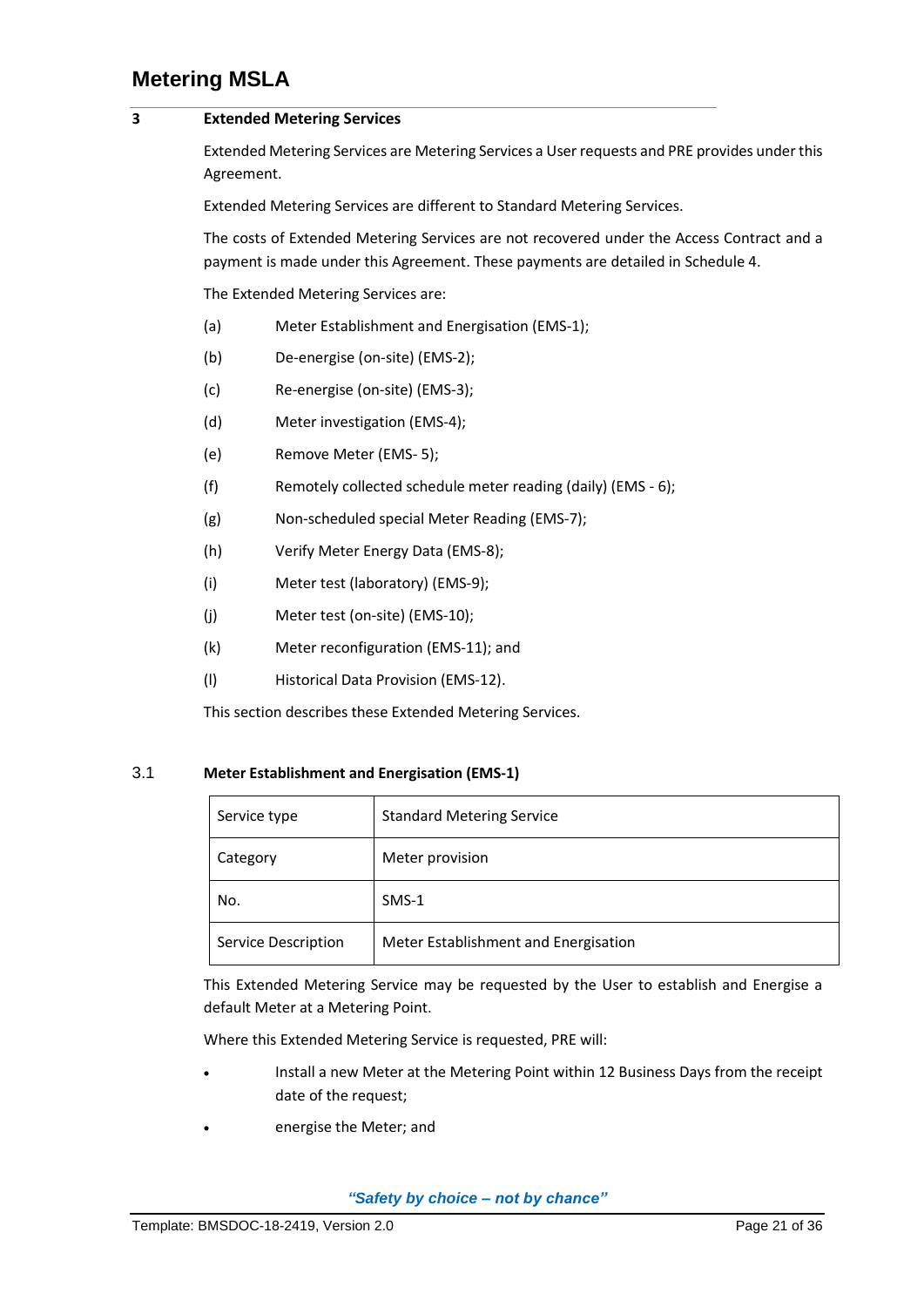## 3 Extended Metering Services

Extended Metering Services are Metering Services a User requests and PRE provides under this Agreement.

Extended Metering Services are different to Standard Metering Services.

The costs of Extended Metering Services are not recovered under the Access Contract and a payment is made under this Agreement. These payments are detailed in Schedule 4.

The Extended Metering Services are:

(a) Meter Establishment and Energisation (EMS-1);

(b) De-energise (on-site) (EMS-2);

(c) Re-energise (on-site) (EMS-3);

(d) Meter investigation (EMS-4);

(e) Remove Meter (EMS- 5);

(f) Remotely collected schedule meter reading (daily) (EMS - 6);

(g) Non-scheduled special Meter Reading (EMS-7);

(h) Verify Meter Energy Data (EMS-8);

(i) Meter test (laboratory) (EMS-9);

(j) Meter test (on-site) (EMS-10);

(k) Meter reconfiguration (EMS-11); and

(l) Historical Data Provision (EMS-12).

This section describes these Extended Metering Services.

### 3.1 Meter Establishment and Energisation (EMS-1)

| Service type | Standard Metering Service |
|---|---|
| Category | Meter provision |
| No. | SMS-1 |
| Service Description | Meter Establishment and Energisation |

This Extended Metering Service may be requested by the User to establish and Energise a default Meter at a Metering Point.

Where this Extended Metering Service is requested, PRE will:

- Install a new Meter at the Metering Point within 12 Business Days from the receipt date of the request;
- energise the Meter; and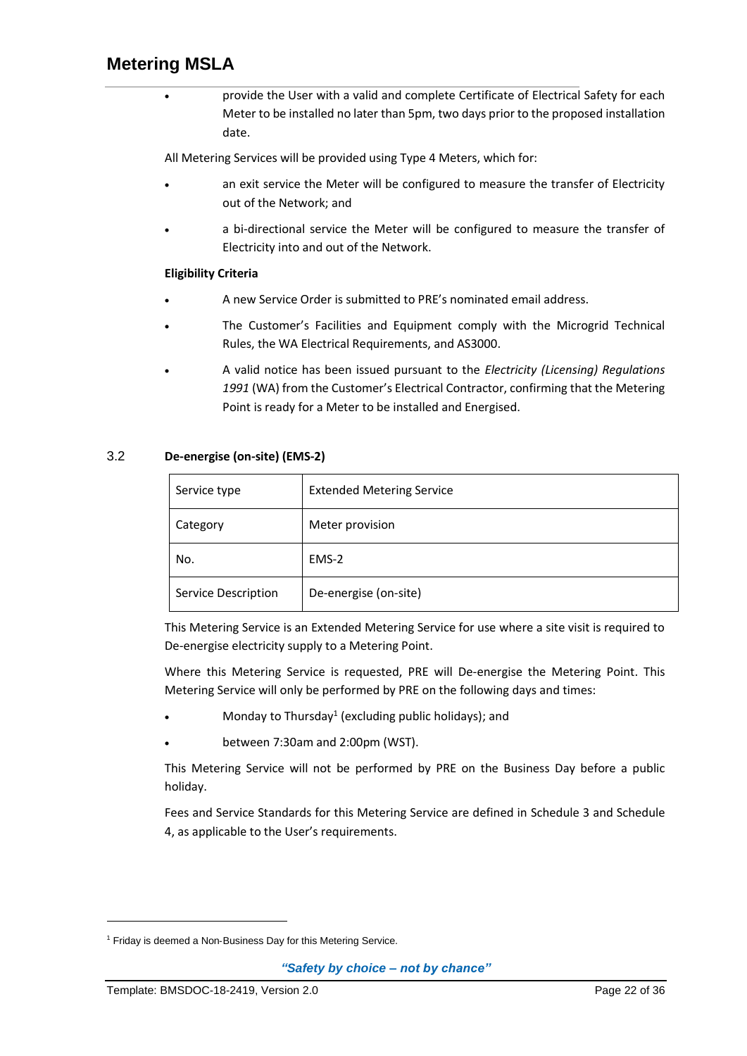- provide the User with a valid and complete Certificate of Electrical Safety for each Meter to be installed no later than 5pm, two days prior to the proposed installation date.

All Metering Services will be provided using Type 4 Meters, which for:

- an exit service the Meter will be configured to measure the transfer of Electricity out of the Network; and
- a bi-directional service the Meter will be configured to measure the transfer of Electricity into and out of the Network.

**Eligibility Criteria**

- A new Service Order is submitted to PRE's nominated email address.
- The Customer's Facilities and Equipment comply with the Microgrid Technical Rules, the WA Electrical Requirements, and AS3000.
- A valid notice has been issued pursuant to the *Electricity (Licensing) Regulations 1991* (WA) from the Customer's Electrical Contractor, confirming that the Metering Point is ready for a Meter to be installed and Energised.

### 3.2 De-energise (on-site) (EMS-2)

| Service type | Extended Metering Service |
|---|---|
| Category | Meter provision |
| No. | EMS-2 |
| Service Description | De-energise (on-site) |

This Metering Service is an Extended Metering Service for use where a site visit is required to De-energise electricity supply to a Metering Point.

Where this Metering Service is requested, PRE will De-energise the Metering Point. This Metering Service will only be performed by PRE on the following days and times:

- Monday to Thursday[1] (excluding public holidays); and
- between 7:30am and 2:00pm (WST).

This Metering Service will not be performed by PRE on the Business Day before a public holiday.

Fees and Service Standards for this Metering Service are defined in Schedule 3 and Schedule 4, as applicable to the User's requirements.

[1] Friday is deemed a Non-Business Day for this Metering Service.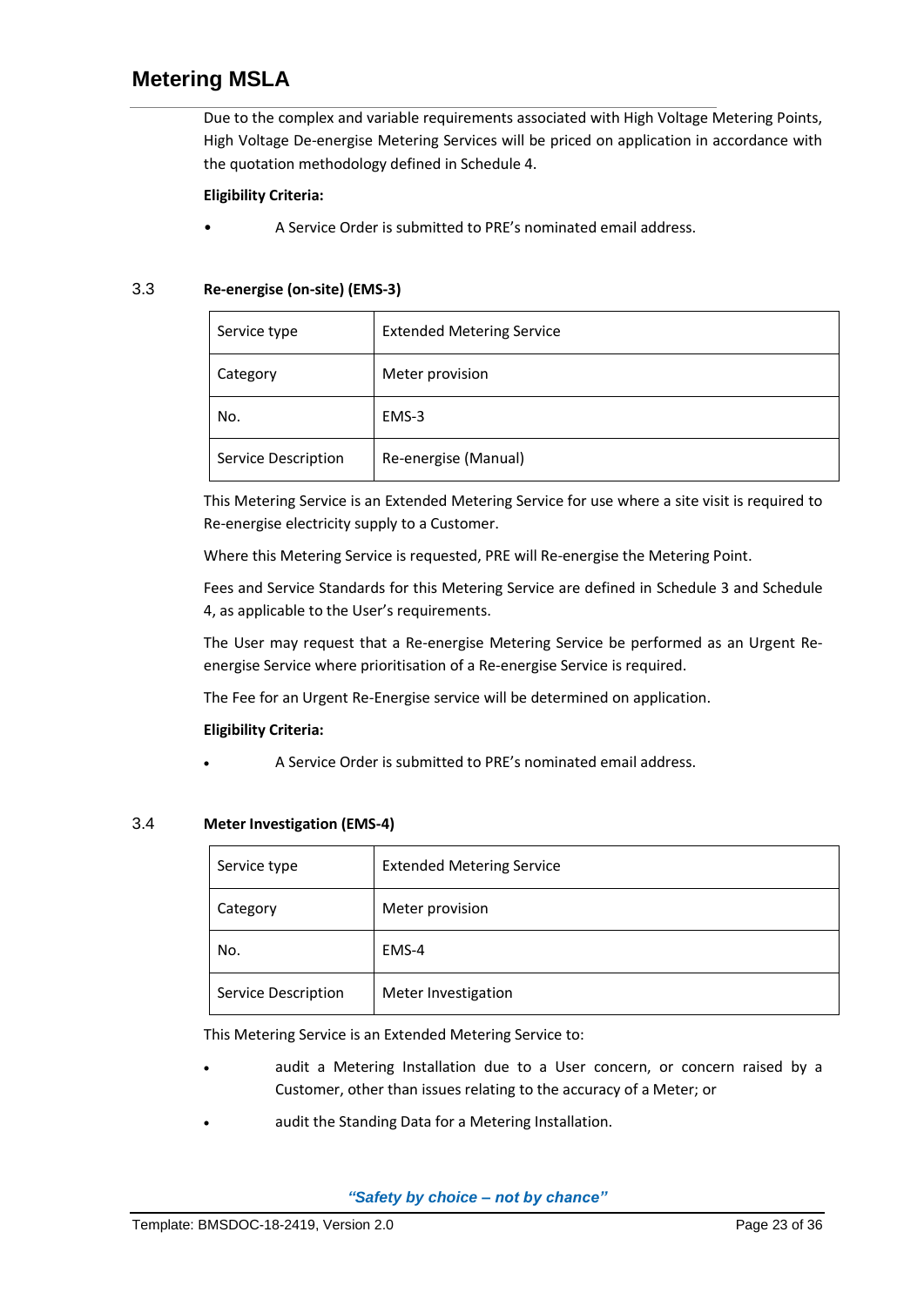Due to the complex and variable requirements associated with High Voltage Metering Points, High Voltage De-energise Metering Services will be priced on application in accordance with the quotation methodology defined in Schedule 4.

**Eligibility Criteria:**

- A Service Order is submitted to PRE's nominated email address.

### 3.3 Re-energise (on-site) (EMS-3)

| Service type | Extended Metering Service |
|---|---|
| Category | Meter provision |
| No. | EMS-3 |
| Service Description | Re-energise (Manual) |

This Metering Service is an Extended Metering Service for use where a site visit is required to Re-energise electricity supply to a Customer.

Where this Metering Service is requested, PRE will Re-energise the Metering Point.

Fees and Service Standards for this Metering Service are defined in Schedule 3 and Schedule 4, as applicable to the User's requirements.

The User may request that a Re-energise Metering Service be performed as an Urgent Re-energise Service where prioritisation of a Re-energise Service is required.

The Fee for an Urgent Re-Energise service will be determined on application.

**Eligibility Criteria:**

- A Service Order is submitted to PRE's nominated email address.

### 3.4 Meter Investigation (EMS-4)

| Service type | Extended Metering Service |
|---|---|
| Category | Meter provision |
| No. | EMS-4 |
| Service Description | Meter Investigation |

This Metering Service is an Extended Metering Service to:

- audit a Metering Installation due to a User concern, or concern raised by a Customer, other than issues relating to the accuracy of a Meter; or
- audit the Standing Data for a Metering Installation.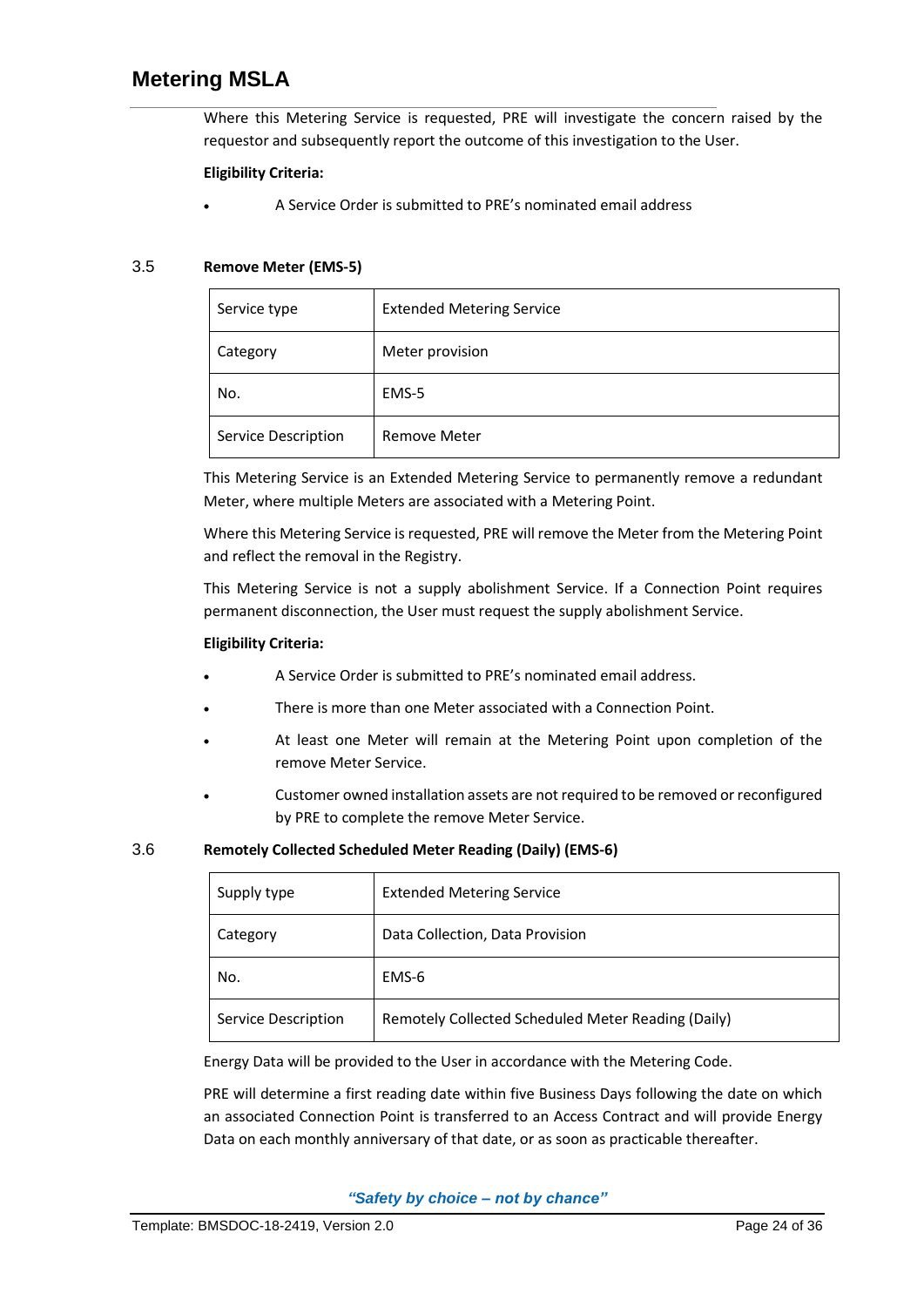Where this Metering Service is requested, PRE will investigate the concern raised by the requestor and subsequently report the outcome of this investigation to the User.

**Eligibility Criteria:**

- A Service Order is submitted to PRE's nominated email address

### 3.5 Remove Meter (EMS-5)

| Service type | Extended Metering Service |
|---|---|
| Category | Meter provision |
| No. | EMS-5 |
| Service Description | Remove Meter |

This Metering Service is an Extended Metering Service to permanently remove a redundant Meter, where multiple Meters are associated with a Metering Point.

Where this Metering Service is requested, PRE will remove the Meter from the Metering Point and reflect the removal in the Registry.

This Metering Service is not a supply abolishment Service. If a Connection Point requires permanent disconnection, the User must request the supply abolishment Service.

**Eligibility Criteria:**

- A Service Order is submitted to PRE's nominated email address.
- There is more than one Meter associated with a Connection Point.
- At least one Meter will remain at the Metering Point upon completion of the remove Meter Service.
- Customer owned installation assets are not required to be removed or reconfigured by PRE to complete the remove Meter Service.

### 3.6 Remotely Collected Scheduled Meter Reading (Daily) (EMS-6)

| Supply type | Extended Metering Service |
|---|---|
| Category | Data Collection, Data Provision |
| No. | EMS-6 |
| Service Description | Remotely Collected Scheduled Meter Reading (Daily) |

Energy Data will be provided to the User in accordance with the Metering Code.

PRE will determine a first reading date within five Business Days following the date on which an associated Connection Point is transferred to an Access Contract and will provide Energy Data on each monthly anniversary of that date, or as soon as practicable thereafter.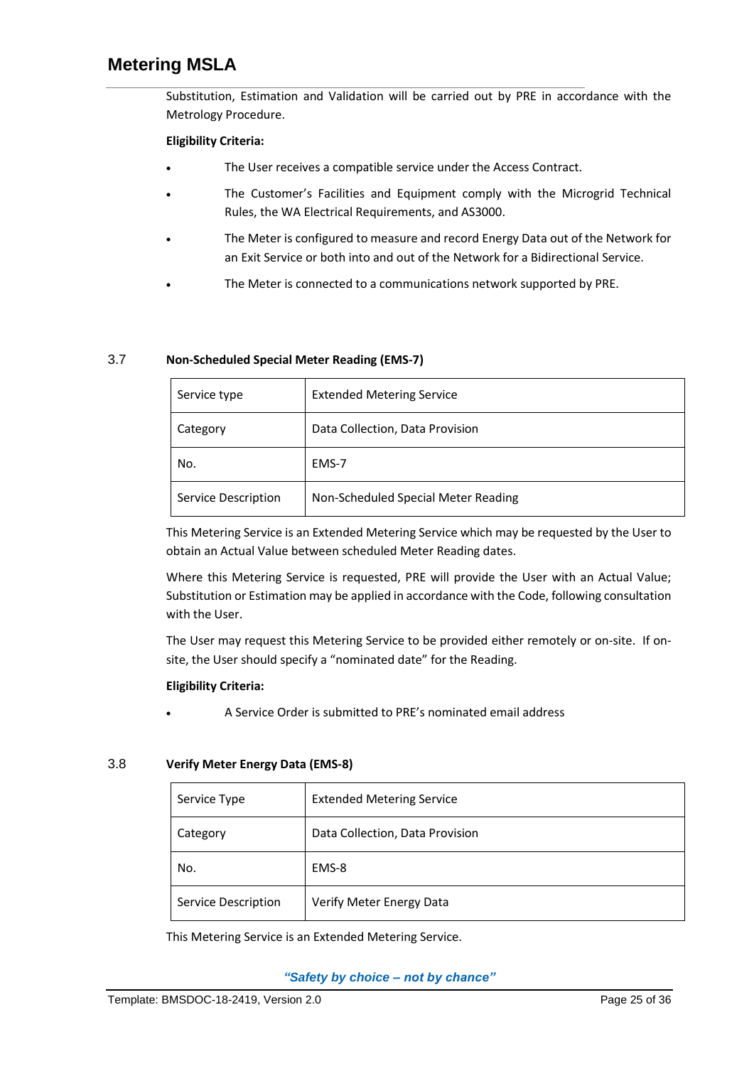Substitution, Estimation and Validation will be carried out by PRE in accordance with the Metrology Procedure.

**Eligibility Criteria:**

- The User receives a compatible service under the Access Contract.
- The Customer's Facilities and Equipment comply with the Microgrid Technical Rules, the WA Electrical Requirements, and AS3000.
- The Meter is configured to measure and record Energy Data out of the Network for an Exit Service or both into and out of the Network for a Bidirectional Service.
- The Meter is connected to a communications network supported by PRE.

### 3.7 Non-Scheduled Special Meter Reading (EMS-7)

| Service type | Extended Metering Service |
|---|---|
| Category | Data Collection, Data Provision |
| No. | EMS-7 |
| Service Description | Non-Scheduled Special Meter Reading |

This Metering Service is an Extended Metering Service which may be requested by the User to obtain an Actual Value between scheduled Meter Reading dates.

Where this Metering Service is requested, PRE will provide the User with an Actual Value; Substitution or Estimation may be applied in accordance with the Code, following consultation with the User.

The User may request this Metering Service to be provided either remotely or on-site. If on-site, the User should specify a "nominated date" for the Reading.

**Eligibility Criteria:**

- A Service Order is submitted to PRE's nominated email address

### 3.8 Verify Meter Energy Data (EMS-8)

| Service Type | Extended Metering Service |
|---|---|
| Category | Data Collection, Data Provision |
| No. | EMS-8 |
| Service Description | Verify Meter Energy Data |

This Metering Service is an Extended Metering Service.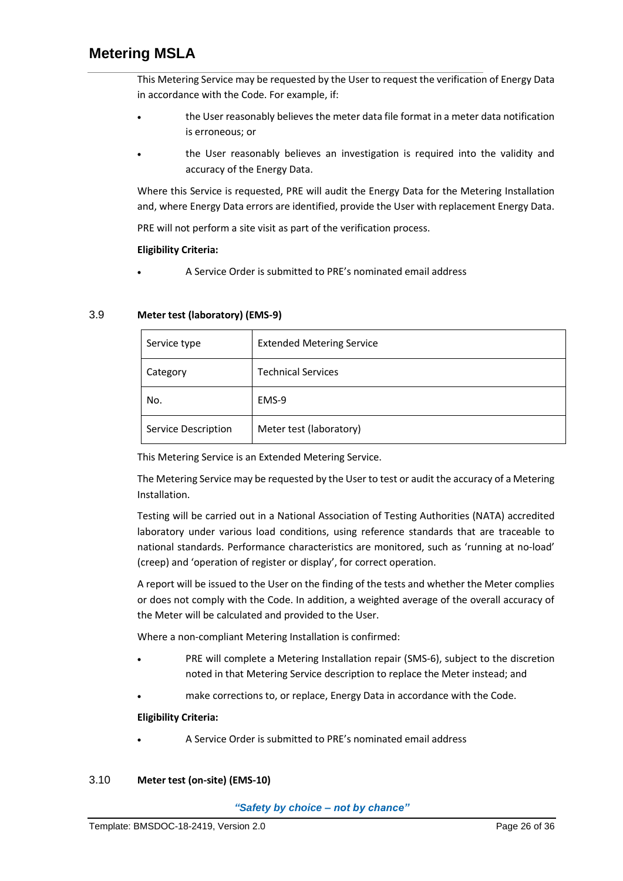This Metering Service may be requested by the User to request the verification of Energy Data in accordance with the Code. For example, if:

- the User reasonably believes the meter data file format in a meter data notification is erroneous; or
- the User reasonably believes an investigation is required into the validity and accuracy of the Energy Data.

Where this Service is requested, PRE will audit the Energy Data for the Metering Installation and, where Energy Data errors are identified, provide the User with replacement Energy Data.

PRE will not perform a site visit as part of the verification process.

**Eligibility Criteria:**

- A Service Order is submitted to PRE's nominated email address

## 3.9 Meter test (laboratory) (EMS-9)

| Service type | Extended Metering Service |
|---|---|
| Category | Technical Services |
| No. | EMS-9 |
| Service Description | Meter test (laboratory) |

This Metering Service is an Extended Metering Service.

The Metering Service may be requested by the User to test or audit the accuracy of a Metering Installation.

Testing will be carried out in a National Association of Testing Authorities (NATA) accredited laboratory under various load conditions, using reference standards that are traceable to national standards. Performance characteristics are monitored, such as 'running at no-load' (creep) and 'operation of register or display', for correct operation.

A report will be issued to the User on the finding of the tests and whether the Meter complies or does not comply with the Code. In addition, a weighted average of the overall accuracy of the Meter will be calculated and provided to the User.

Where a non-compliant Metering Installation is confirmed:

- PRE will complete a Metering Installation repair (SMS-6), subject to the discretion noted in that Metering Service description to replace the Meter instead; and
- make corrections to, or replace, Energy Data in accordance with the Code.

**Eligibility Criteria:**

- A Service Order is submitted to PRE's nominated email address

## 3.10 Meter test (on-site) (EMS-10)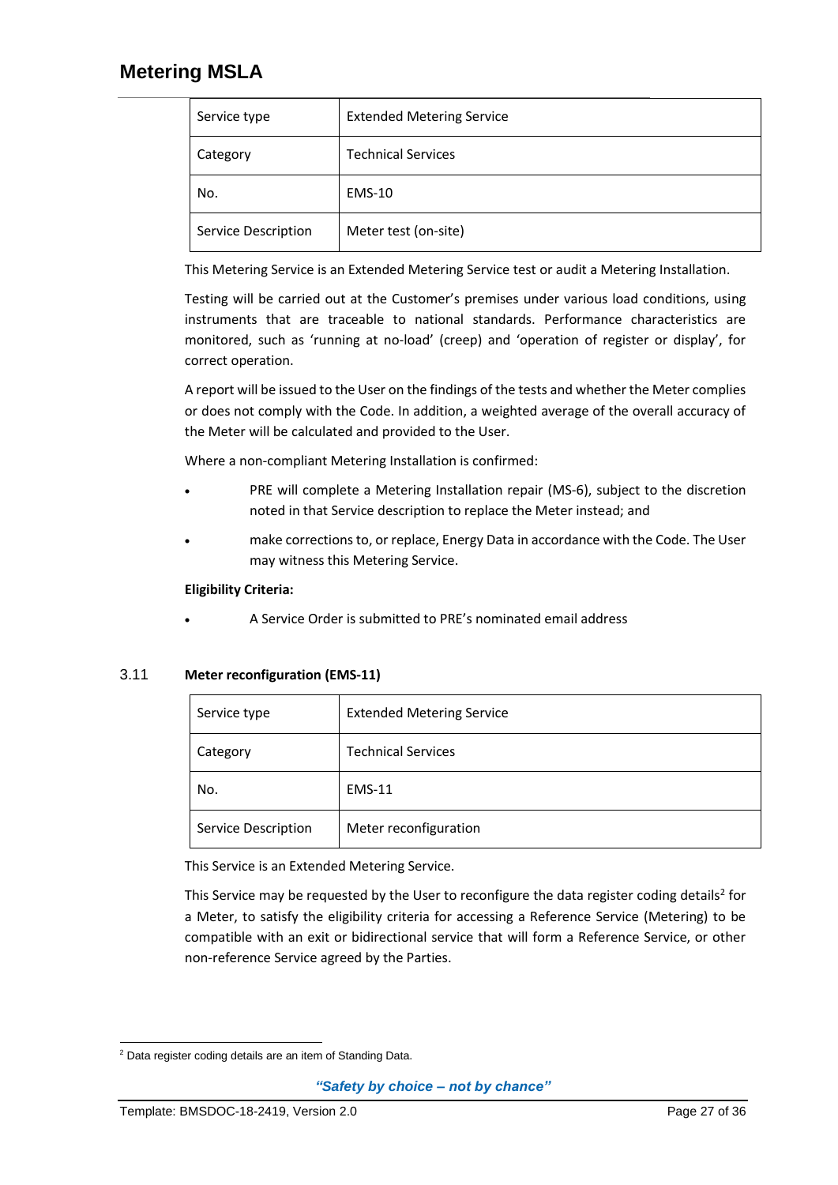| Service type | Extended Metering Service |
| --- | --- |
| Category | Technical Services |
| No. | EMS-10 |
| Service Description | Meter test (on-site) |

This Metering Service is an Extended Metering Service test or audit a Metering Installation.

Testing will be carried out at the Customer's premises under various load conditions, using instruments that are traceable to national standards. Performance characteristics are monitored, such as 'running at no-load' (creep) and 'operation of register or display', for correct operation.

A report will be issued to the User on the findings of the tests and whether the Meter complies or does not comply with the Code. In addition, a weighted average of the overall accuracy of the Meter will be calculated and provided to the User.

Where a non-compliant Metering Installation is confirmed:

- PRE will complete a Metering Installation repair (MS-6), subject to the discretion noted in that Service description to replace the Meter instead; and
- make corrections to, or replace, Energy Data in accordance with the Code. The User may witness this Metering Service.

**Eligibility Criteria:**

- A Service Order is submitted to PRE's nominated email address

### 3.11 Meter reconfiguration (EMS-11)

| Service type | Extended Metering Service |
| --- | --- |
| Category | Technical Services |
| No. | EMS-11 |
| Service Description | Meter reconfiguration |

This Service is an Extended Metering Service.

This Service may be requested by the User to reconfigure the data register coding details[2] for a Meter, to satisfy the eligibility criteria for accessing a Reference Service (Metering) to be compatible with an exit or bidirectional service that will form a Reference Service, or other non-reference Service agreed by the Parties.

[2] Data register coding details are an item of Standing Data.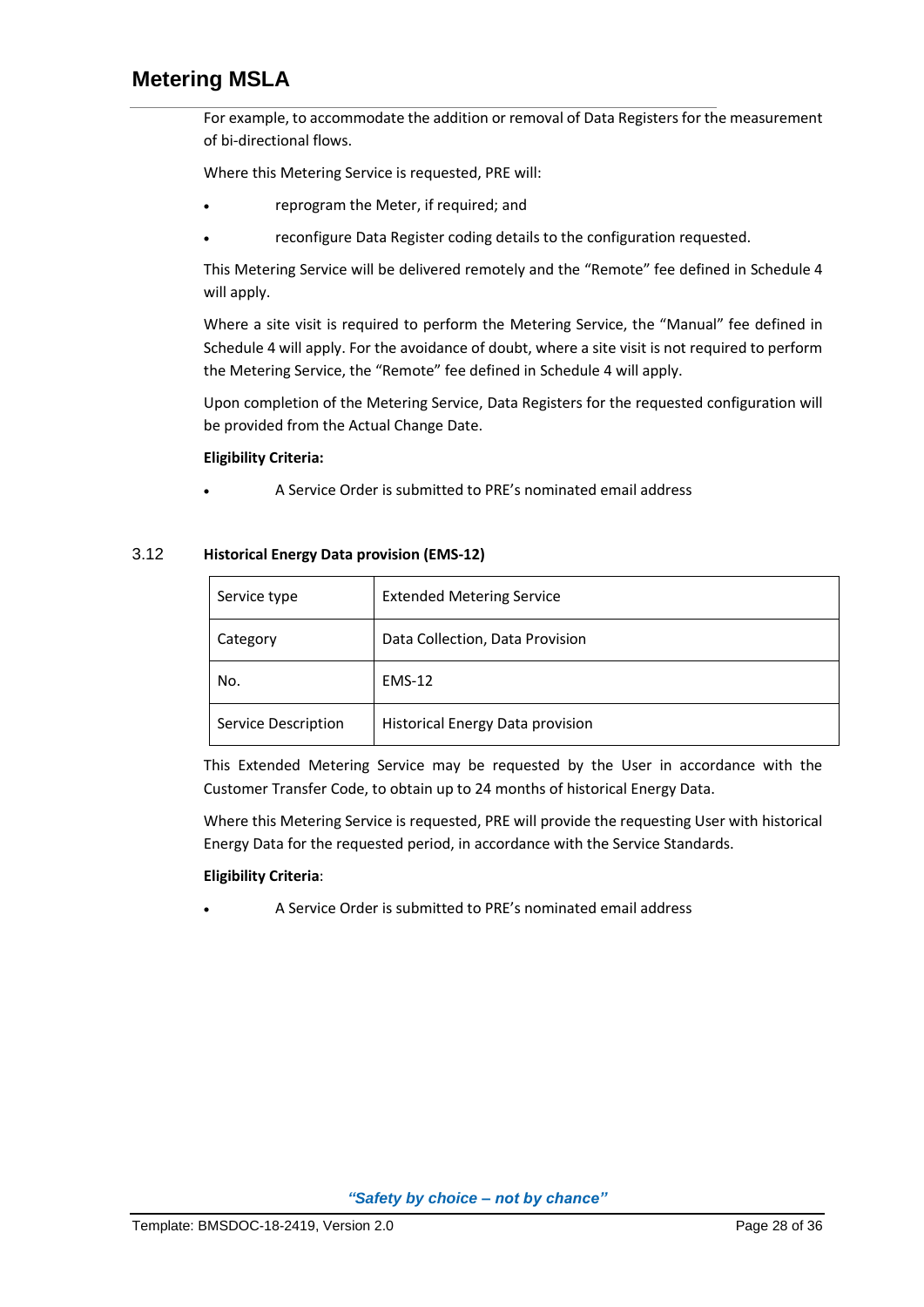For example, to accommodate the addition or removal of Data Registers for the measurement of bi-directional flows.

Where this Metering Service is requested, PRE will:

- reprogram the Meter, if required; and
- reconfigure Data Register coding details to the configuration requested.

This Metering Service will be delivered remotely and the “Remote” fee defined in Schedule 4 will apply.

Where a site visit is required to perform the Metering Service, the “Manual” fee defined in Schedule 4 will apply. For the avoidance of doubt, where a site visit is not required to perform the Metering Service, the “Remote” fee defined in Schedule 4 will apply.

Upon completion of the Metering Service, Data Registers for the requested configuration will be provided from the Actual Change Date.

**Eligibility Criteria:**

- A Service Order is submitted to PRE’s nominated email address

### 3.12 Historical Energy Data provision (EMS-12)

| Service type | Extended Metering Service |
|---|---|
| Category | Data Collection, Data Provision |
| No. | EMS-12 |
| Service Description | Historical Energy Data provision |

This Extended Metering Service may be requested by the User in accordance with the Customer Transfer Code, to obtain up to 24 months of historical Energy Data.

Where this Metering Service is requested, PRE will provide the requesting User with historical Energy Data for the requested period, in accordance with the Service Standards.

**Eligibility Criteria**:

- A Service Order is submitted to PRE’s nominated email address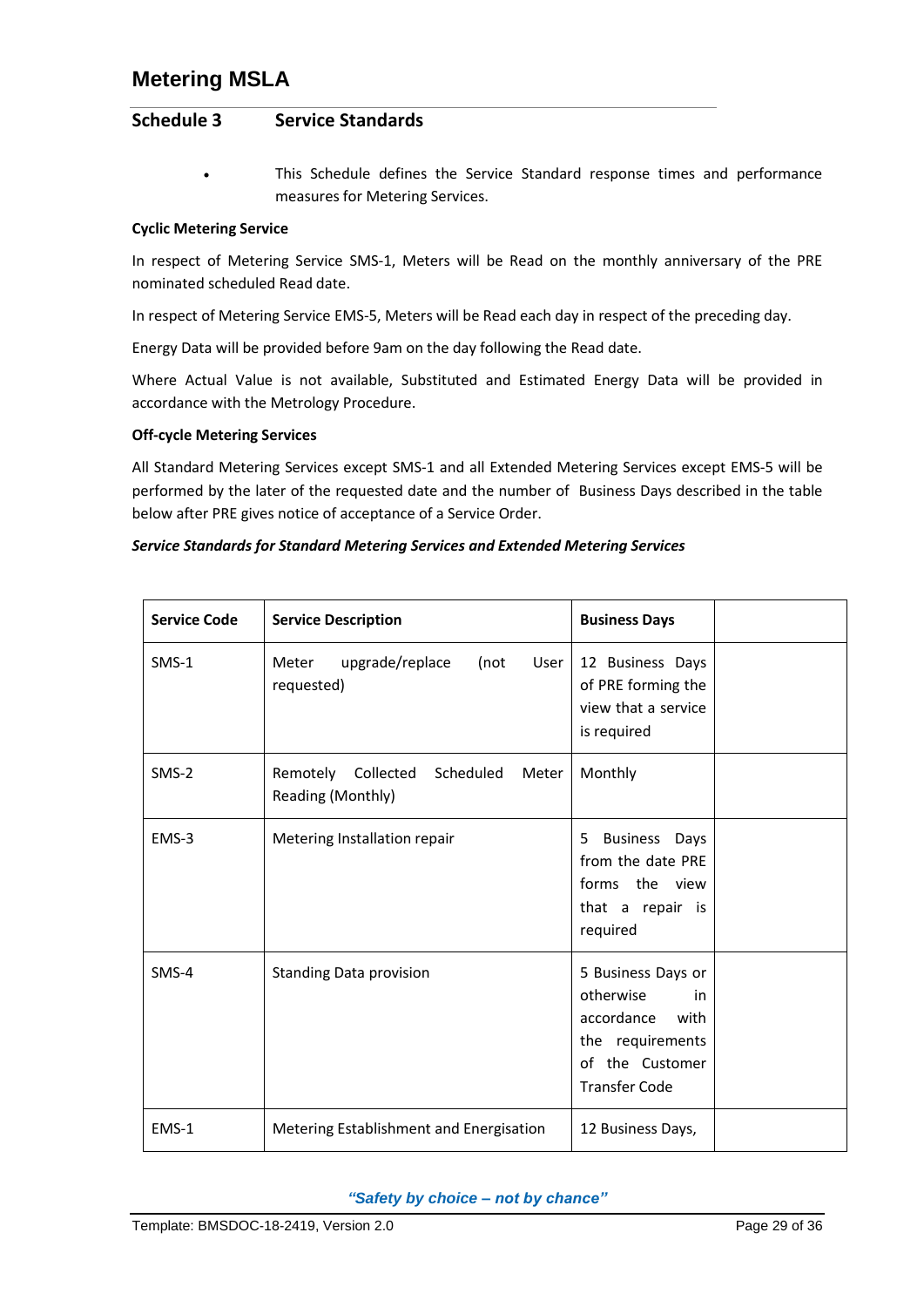# Metering MSLA

## Schedule 3 Service Standards

- This Schedule defines the Service Standard response times and performance measures for Metering Services.

**Cyclic Metering Service**

In respect of Metering Service SMS-1, Meters will be Read on the monthly anniversary of the PRE nominated scheduled Read date.

In respect of Metering Service EMS-5, Meters will be Read each day in respect of the preceding day.

Energy Data will be provided before 9am on the day following the Read date.

Where Actual Value is not available, Substituted and Estimated Energy Data will be provided in accordance with the Metrology Procedure.

**Off-cycle Metering Services**

All Standard Metering Services except SMS-1 and all Extended Metering Services except EMS-5 will be performed by the later of the requested date and the number of Business Days described in the table below after PRE gives notice of acceptance of a Service Order.

***Service Standards for Standard Metering Services and Extended Metering Services***

| Service Code | Service Description | Business Days | |
|---|---|---|---|
| SMS-1 | Meter upgrade/replace (not User requested) | 12 Business Days of PRE forming the view that a service is required | |
| SMS-2 | Remotely Collected Scheduled Meter Reading (Monthly) | Monthly | |
| EMS-3 | Metering Installation repair | 5 Business Days from the date PRE forms the view that a repair is required | |
| SMS-4 | Standing Data provision | 5 Business Days or otherwise in accordance with the requirements of the Customer Transfer Code | |
| EMS-1 | Metering Establishment and Energisation | 12 Business Days, | |

*"Safety by choice – not by chance"*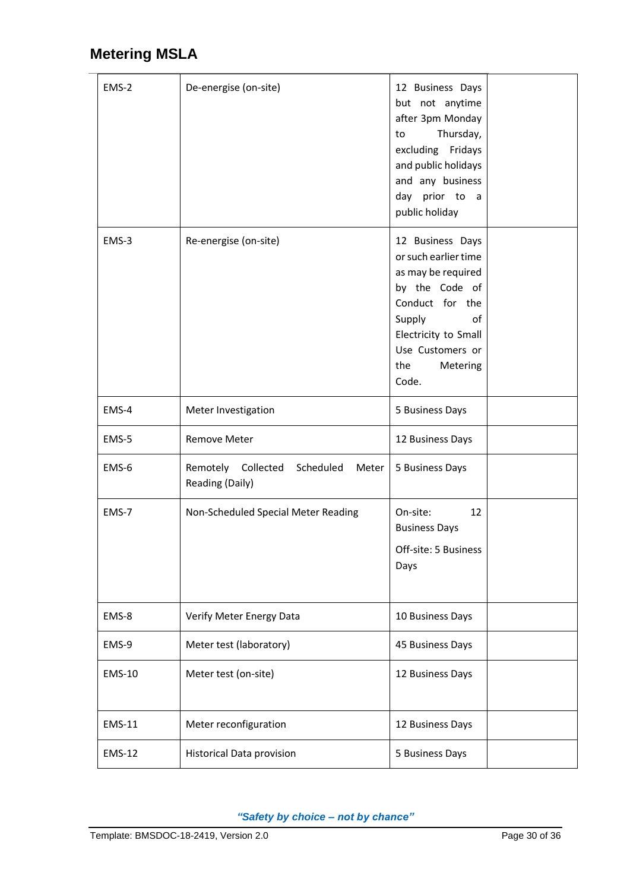## Metering MSLA

| | | | |
|---|---|---|---|
| EMS-2 | De-energise (on-site) | 12 Business Days but not anytime after 3pm Monday to Thursday, excluding Fridays and public holidays and any business day prior to a public holiday | |
| EMS-3 | Re-energise (on-site) | 12 Business Days or such earlier time as may be required by the Code of Conduct for the Supply of Electricity to Small Use Customers or the Metering Code. | |
| EMS-4 | Meter Investigation | 5 Business Days | |
| EMS-5 | Remove Meter | 12 Business Days | |
| EMS-6 | Remotely Collected Scheduled Meter Reading (Daily) | 5 Business Days | |
| EMS-7 | Non-Scheduled Special Meter Reading | On-site: 12 Business Days<br>Off-site: 5 Business Days | |
| EMS-8 | Verify Meter Energy Data | 10 Business Days | |
| EMS-9 | Meter test (laboratory) | 45 Business Days | |
| EMS-10 | Meter test (on-site) | 12 Business Days | |
| EMS-11 | Meter reconfiguration | 12 Business Days | |
| EMS-12 | Historical Data provision | 5 Business Days | |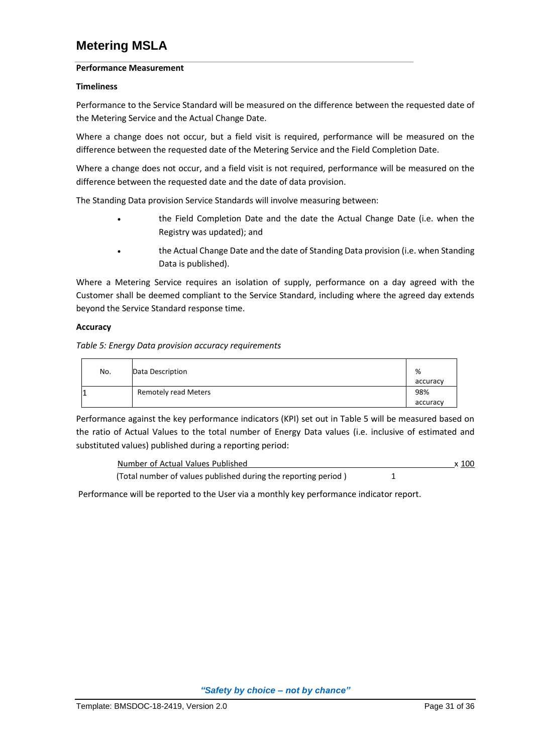# Metering MSLA

**Performance Measurement**

**Timeliness**

Performance to the Service Standard will be measured on the difference between the requested date of the Metering Service and the Actual Change Date.

Where a change does not occur, but a field visit is required, performance will be measured on the difference between the requested date of the Metering Service and the Field Completion Date.

Where a change does not occur, and a field visit is not required, performance will be measured on the difference between the requested date and the date of data provision.

The Standing Data provision Service Standards will involve measuring between:

- the Field Completion Date and the date the Actual Change Date (i.e. when the Registry was updated); and
- the Actual Change Date and the date of Standing Data provision (i.e. when Standing Data is published).

Where a Metering Service requires an isolation of supply, performance on a day agreed with the Customer shall be deemed compliant to the Service Standard, including where the agreed day extends beyond the Service Standard response time.

**Accuracy**

*Table 5: Energy Data provision accuracy requirements*

| No. | Data Description | % accuracy |
|---|---|---|
| 1 | Remotely read Meters | 98% accuracy |

Performance against the key performance indicators (KPI) set out in Table 5 will be measured based on the ratio of Actual Values to the total number of Energy Data values (i.e. inclusive of estimated and substituted values) published during a reporting period:

$$\frac{\text{Number of Actual Values Published}}{\text{(Total number of values published during the reporting period )}} \times \frac{100}{1}$$

Performance will be reported to the User via a monthly key performance indicator report.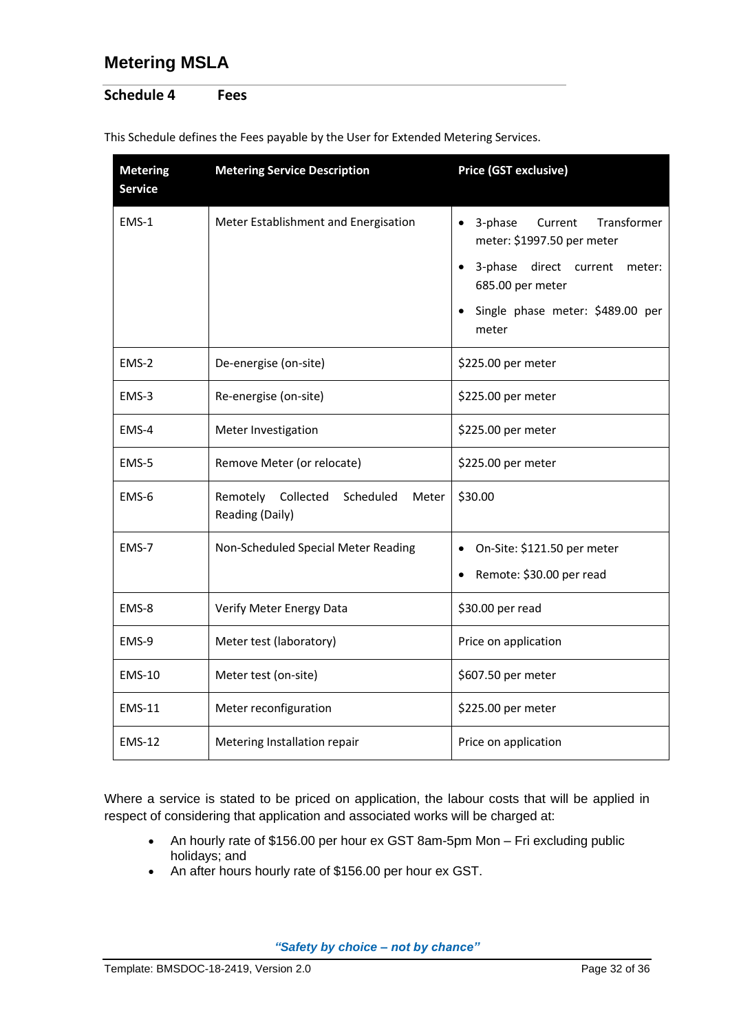# Metering MSLA

## Schedule 4 Fees

This Schedule defines the Fees payable by the User for Extended Metering Services.

| Metering Service | Metering Service Description | Price (GST exclusive) |
|---|---|---|
| EMS-1 | Meter Establishment and Energisation | • 3-phase Current Transformer meter: $1997.50 per meter<br>• 3-phase direct current meter: 685.00 per meter<br>• Single phase meter: $489.00 per meter |
| EMS-2 | De-energise (on-site) | $225.00 per meter |
| EMS-3 | Re-energise (on-site) | $225.00 per meter |
| EMS-4 | Meter Investigation | $225.00 per meter |
| EMS-5 | Remove Meter (or relocate) | $225.00 per meter |
| EMS-6 | Remotely Collected Scheduled Meter Reading (Daily) | $30.00 |
| EMS-7 | Non-Scheduled Special Meter Reading | • On-Site: $121.50 per meter<br>• Remote: $30.00 per read |
| EMS-8 | Verify Meter Energy Data | $30.00 per read |
| EMS-9 | Meter test (laboratory) | Price on application |
| EMS-10 | Meter test (on-site) | $607.50 per meter |
| EMS-11 | Meter reconfiguration | $225.00 per meter |
| EMS-12 | Metering Installation repair | Price on application |

Where a service is stated to be priced on application, the labour costs that will be applied in respect of considering that application and associated works will be charged at:

- An hourly rate of $156.00 per hour ex GST 8am-5pm Mon – Fri excluding public holidays; and
- An after hours hourly rate of $156.00 per hour ex GST.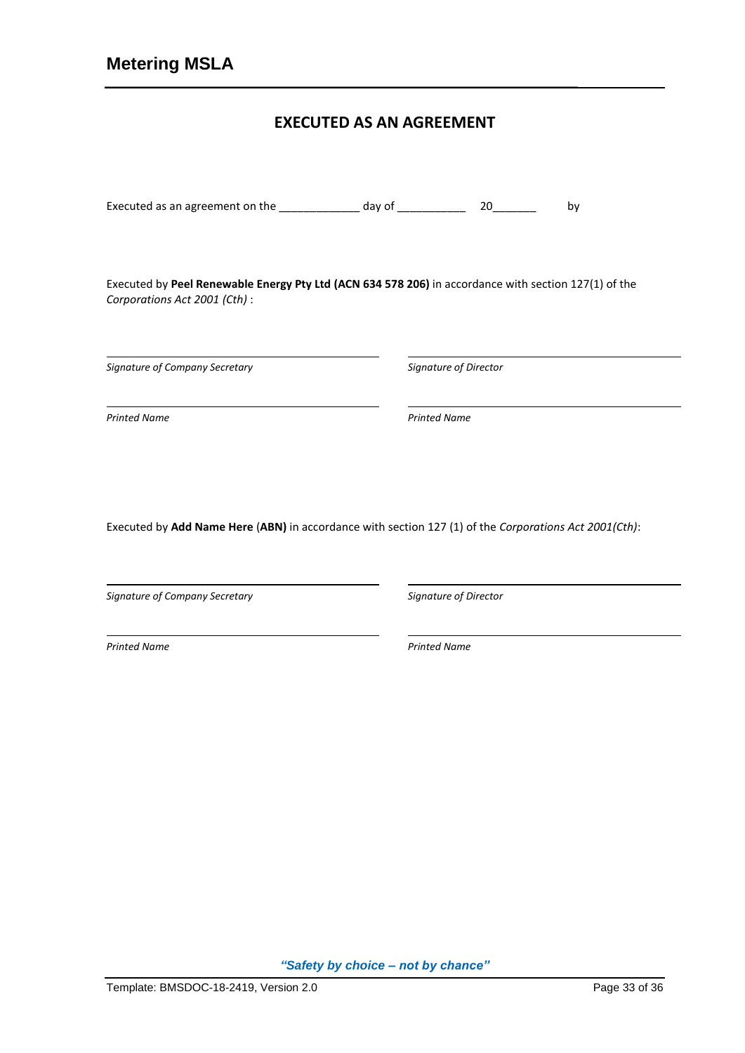## EXECUTED AS AN AGREEMENT

Executed as an agreement on the _____________ day of ___________ 20_______ by

Executed by **Peel Renewable Energy Pty Ltd (ACN 634 578 206)** in accordance with section 127(1) of the *Corporations Act 2001 (Cth)* :

| | |
|---|---|
| ________________________________ | ________________________________ |
| *Signature of Company Secretary* | *Signature of Director* |
| ________________________________ | ________________________________ |
| *Printed Name* | *Printed Name* |

Executed by **Add Name Here** (**ABN)** in accordance with section 127 (1) of the *Corporations Act 2001(Cth)*:

| | |
|---|---|
| ________________________________ | ________________________________ |
| *Signature of Company Secretary* | *Signature of Director* |
| ________________________________ | ________________________________ |
| *Printed Name* | *Printed Name* |